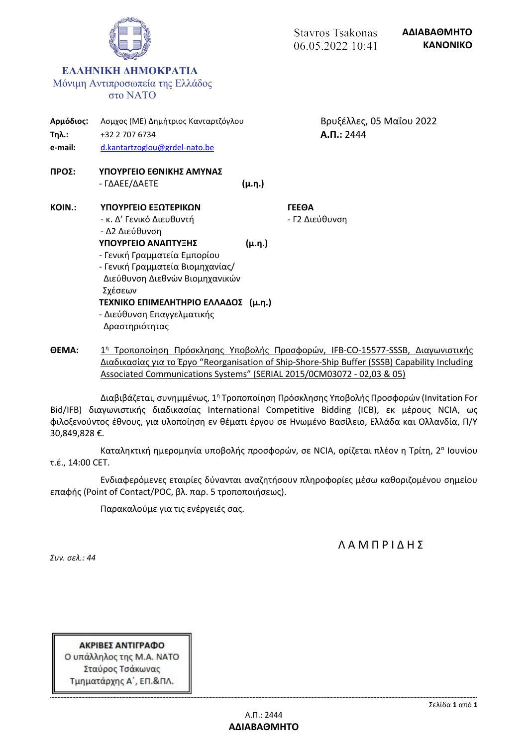Stavros Tsakonas
06.05.2022 10:41

**ΑΔΙΑΒΑΘΜΗΤΟ**
**ΚΑΝΟΝΙΚΟ**

**ΕΛΛΗΝΙΚΗ ΔΗΜΟΚΡΑΤΙΑ**
Μόνιμη Αντιπροσωπεία της Ελλάδος
στο ΝΑΤΟ

**Αρμόδιος:** Ασμχος (ΜΕ) Δημήτριος Κανταρτζόγλου
**Τηλ.:** +32 2 707 6734
**e-mail:** d.kantartzoglou@grdel-nato.be

Βρυξέλλες, 05 Μαΐου 2022
**Α.Π.:** 2444

**ΠΡΟΣ:** **ΥΠΟΥΡΓΕΙΟ ΕΘΝΙΚΗΣ ΑΜΥΝΑΣ**
- ΓΔΑΕΕ/ΔΑΕΤΕ **(μ.η.)**

**ΚΟΙΝ.:** **ΥΠΟΥΡΓΕΙΟ ΕΞΩΤΕΡΙΚΩΝ**
- κ. Δ' Γενικό Διευθυντή
- Δ2 Διεύθυνση

**ΥΠΟΥΡΓΕΙΟ ΑΝΑΠΤΥΞΗΣ** **(μ.η.)**
- Γενική Γραμματεία Εμπορίου
- Γενική Γραμματεία Βιομηχανίας/ Διεύθυνση Διεθνών Βιομηχανικών Σχέσεων

**ΤΕΧΝΙΚΟ ΕΠΙΜΕΛΗΤΗΡΙΟ ΕΛΛΑΔΟΣ** **(μ.η.)**
- Διεύθυνση Επαγγελματικής Δραστηριότητας

**ΓΕΕΘΑ**
- Γ2 Διεύθυνση

**ΘΕΜΑ:** 1η Τροποποίηση Πρόσκλησης Υποβολής Προσφορών, IFB-CO-15577-SSSB, Διαγωνιστικής Διαδικασίας για το Έργο "Reorganisation of Ship-Shore-Ship Buffer (SSSB) Capability Including Associated Communications Systems" (SERIAL 2015/0CM03072 - 02,03 & 05)

Διαβιβάζεται, συνημμένως, 1η Τροποποίηση Πρόσκλησης Υποβολής Προσφορών (Invitation For Bid/IFB) διαγωνιστικής διαδικασίας International Competitive Bidding (ICB), εκ μέρους NCIA, ως φιλοξενούντος έθνους, για υλοποίηση εν θέματι έργου σε Ηνωμένο Βασίλειο, Ελλάδα και Ολλανδία, Π/Υ 30,849,828 €.

Καταληκτική ημερομηνία υποβολής προσφορών, σε NCIA, ορίζεται πλέον η Τρίτη, 2α Ιουνίου τ.έ., 14:00 CET.

Ενδιαφερόμενες εταιρίες δύνανται αναζητήσουν πληροφορίες μέσω καθοριζομένου σημείου επαφής (Point of Contact/POC, βλ. παρ. 5 τροποποιήσεως).

Παρακαλούμε για τις ενέργειές σας.

Λ Α Μ Π Ρ Ι Δ Η Σ

*Συν. σελ.: 44*

**ΑΚΡΙΒΕΣ ΑΝΤΙΓΡΑΦΟ**
Ο υπάλληλος της Μ.Α. ΝΑΤΟ
Σταύρος Τσάκωνας
Τμηματάρχης Α΄, ΕΠ.&ΠΛ.

Α.Π.: 2444
**ΑΔΙΑΒΑΘΜΗΤΟ**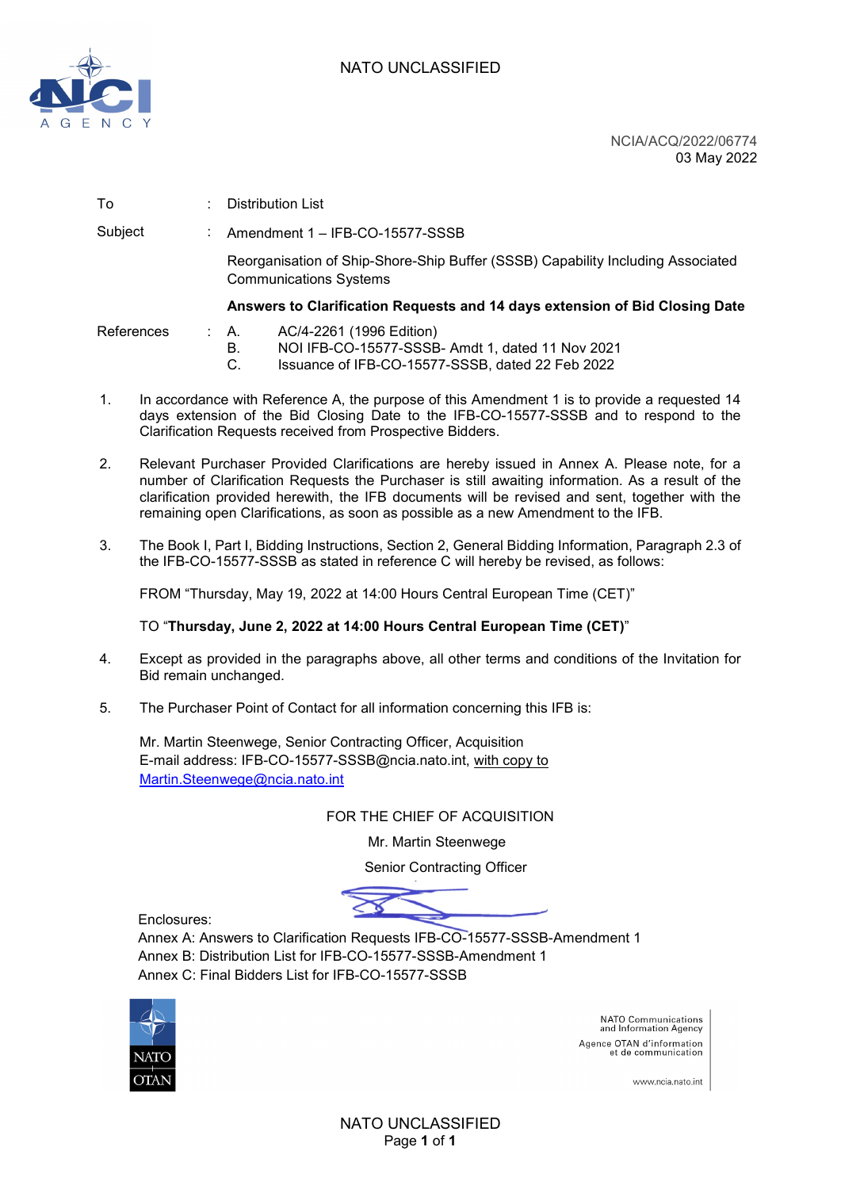NATO UNCLASSIFIED

NCIA/ACQ/2022/06774
03 May 2022

| | | |
|---|---|---|
| To | : | Distribution List |
| Subject | : | Amendment 1 – IFB-CO-15577-SSSB |
| | | Reorganisation of Ship-Shore-Ship Buffer (SSSB) Capability Including Associated Communications Systems |
| | | **Answers to Clarification Requests and 14 days extension of Bid Closing Date** |
| References | : | A. AC/4-2261 (1996 Edition)<br>B. NOI IFB-CO-15577-SSSB- Amdt 1, dated 11 Nov 2021<br>C. Issuance of IFB-CO-15577-SSSB, dated 22 Feb 2022 |

1. In accordance with Reference A, the purpose of this Amendment 1 is to provide a requested 14 days extension of the Bid Closing Date to the IFB-CO-15577-SSSB and to respond to the Clarification Requests received from Prospective Bidders.

2. Relevant Purchaser Provided Clarifications are hereby issued in Annex A. Please note, for a number of Clarification Requests the Purchaser is still awaiting information. As a result of the clarification provided herewith, the IFB documents will be revised and sent, together with the remaining open Clarifications, as soon as possible as a new Amendment to the IFB.

3. The Book I, Part I, Bidding Instructions, Section 2, General Bidding Information, Paragraph 2.3 of the IFB-CO-15577-SSSB as stated in reference C will hereby be revised, as follows:

   FROM "Thursday, May 19, 2022 at 14:00 Hours Central European Time (CET)"

   TO "**Thursday, June 2, 2022 at 14:00 Hours Central European Time (CET)**"

4. Except as provided in the paragraphs above, all other terms and conditions of the Invitation for Bid remain unchanged.

5. The Purchaser Point of Contact for all information concerning this IFB is:

   Mr. Martin Steenwege, Senior Contracting Officer, Acquisition
   E-mail address: IFB-CO-15577-SSSB@ncia.nato.int, with copy to Martin.Steenwege@ncia.nato.int

FOR THE CHIEF OF ACQUISITION

Mr. Martin Steenwege

Senior Contracting Officer

Enclosures:
Annex A: Answers to Clarification Requests IFB-CO-15577-SSSB-Amendment 1
Annex B: Distribution List for IFB-CO-15577-SSSB-Amendment 1
Annex C: Final Bidders List for IFB-CO-15577-SSSB

NATO Communications and Information Agency
Agence OTAN d'information et de communication

www.ncia.nato.int

NATO UNCLASSIFIED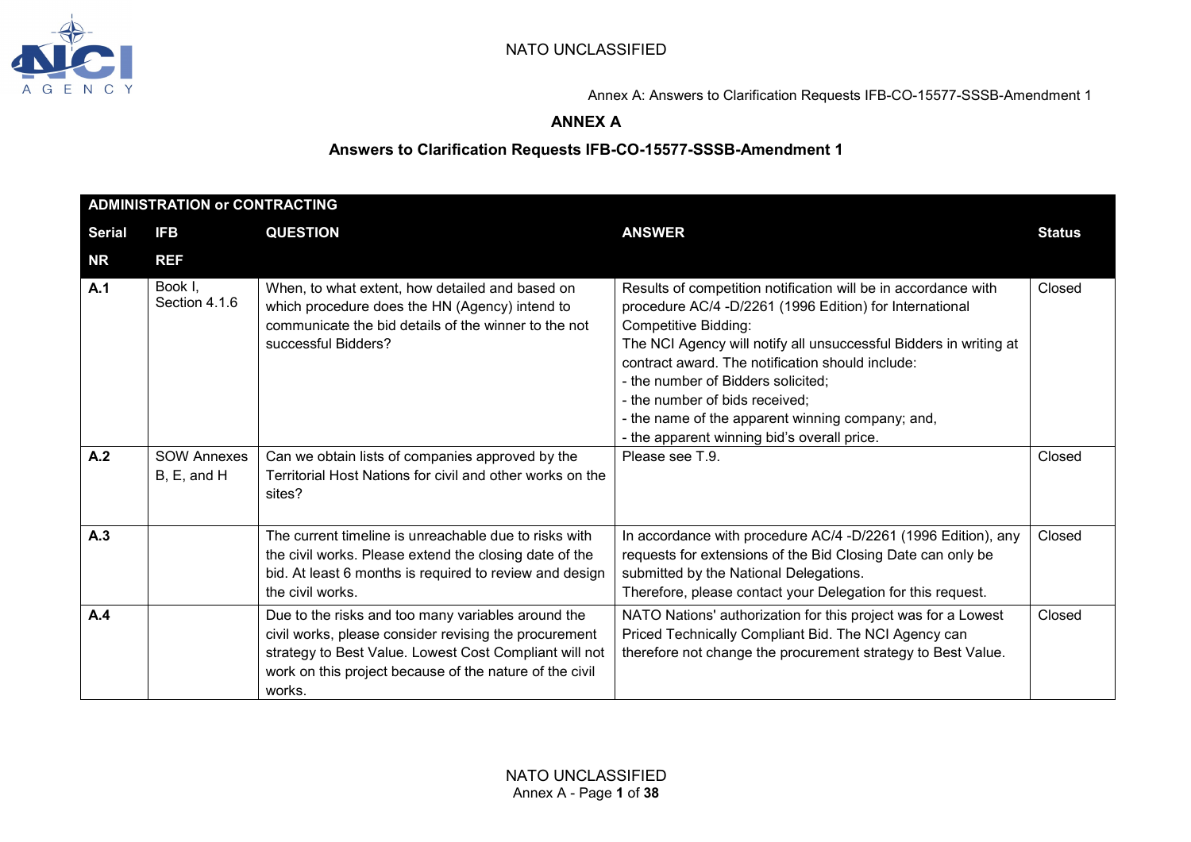# ANNEX A

## Answers to Clarification Requests IFB-CO-15577-SSSB-Amendment 1

| ADMINISTRATION or CONTRACTING | | | | |
|---|---|---|---|---|
| **Serial NR** | **IFB REF** | **QUESTION** | **ANSWER** | **Status** |
| **A.1** | Book I, Section 4.1.6 | When, to what extent, how detailed and based on which procedure does the HN (Agency) intend to communicate the bid details of the winner to the not successful Bidders? | Results of competition notification will be in accordance with procedure AC/4 -D/2261 (1996 Edition) for International Competitive Bidding:<br>The NCI Agency will notify all unsuccessful Bidders in writing at contract award. The notification should include:<br>- the number of Bidders solicited;<br>- the number of bids received;<br>- the name of the apparent winning company; and,<br>- the apparent winning bid's overall price. | Closed |
| **A.2** | SOW Annexes B, E, and H | Can we obtain lists of companies approved by the Territorial Host Nations for civil and other works on the sites? | Please see T.9. | Closed |
| **A.3** | | The current timeline is unreachable due to risks with the civil works. Please extend the closing date of the bid. At least 6 months is required to review and design the civil works. | In accordance with procedure AC/4 -D/2261 (1996 Edition), any requests for extensions of the Bid Closing Date can only be submitted by the National Delegations.<br>Therefore, please contact your Delegation for this request. | Closed |
| **A.4** | | Due to the risks and too many variables around the civil works, please consider revising the procurement strategy to Best Value. Lowest Cost Compliant will not work on this project because of the nature of the civil works. | NATO Nations' authorization for this project was for a Lowest Priced Technically Compliant Bid. The NCI Agency can therefore not change the procurement strategy to Best Value. | Closed |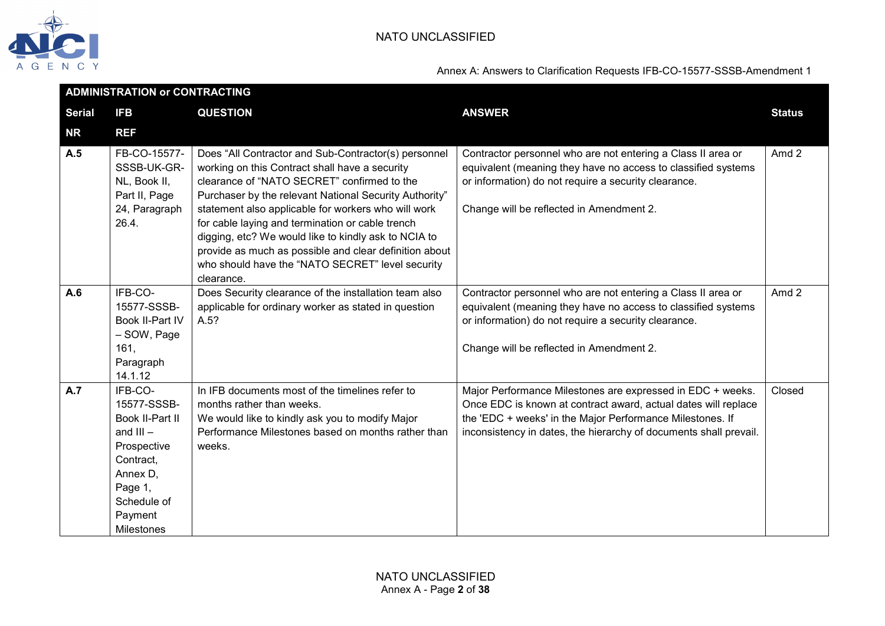Annex A: Answers to Clarification Requests IFB-CO-15577-SSSB-Amendment 1

| ADMINISTRATION or CONTRACTING | | | | |
|---|---|---|---|---|
| **Serial NR** | **IFB REF** | **QUESTION** | **ANSWER** | **Status** |
| **A.5** | FB-CO-15577-SSSB-UK-GR-NL, Book II, Part II, Page 24, Paragraph 26.4. | Does “All Contractor and Sub-Contractor(s) personnel working on this Contract shall have a security clearance of “NATO SECRET” confirmed to the Purchaser by the relevant National Security Authority” statement also applicable for workers who will work for cable laying and termination or cable trench digging, etc? We would like to kindly ask to NCIA to provide as much as possible and clear definition about who should have the “NATO SECRET” level security clearance. | Contractor personnel who are not entering a Class II area or equivalent (meaning they have no access to classified systems or information) do not require a security clearance.<br><br>Change will be reflected in Amendment 2. | Amd 2 |
| **A.6** | IFB-CO-15577-SSSB-Book II-Part IV – SOW, Page 161, Paragraph 14.1.12 | Does Security clearance of the installation team also applicable for ordinary worker as stated in question A.5? | Contractor personnel who are not entering a Class II area or equivalent (meaning they have no access to classified systems or information) do not require a security clearance.<br><br>Change will be reflected in Amendment 2. | Amd 2 |
| **A.7** | IFB-CO-15577-SSSB-Book II-Part II and III – Prospective Contract, Annex D, Page 1, Schedule of Payment Milestones | In IFB documents most of the timelines refer to months rather than weeks.<br>We would like to kindly ask you to modify Major Performance Milestones based on months rather than weeks. | Major Performance Milestones are expressed in EDC + weeks. Once EDC is known at contract award, actual dates will replace the 'EDC + weeks' in the Major Performance Milestones. If inconsistency in dates, the hierarchy of documents shall prevail. | Closed |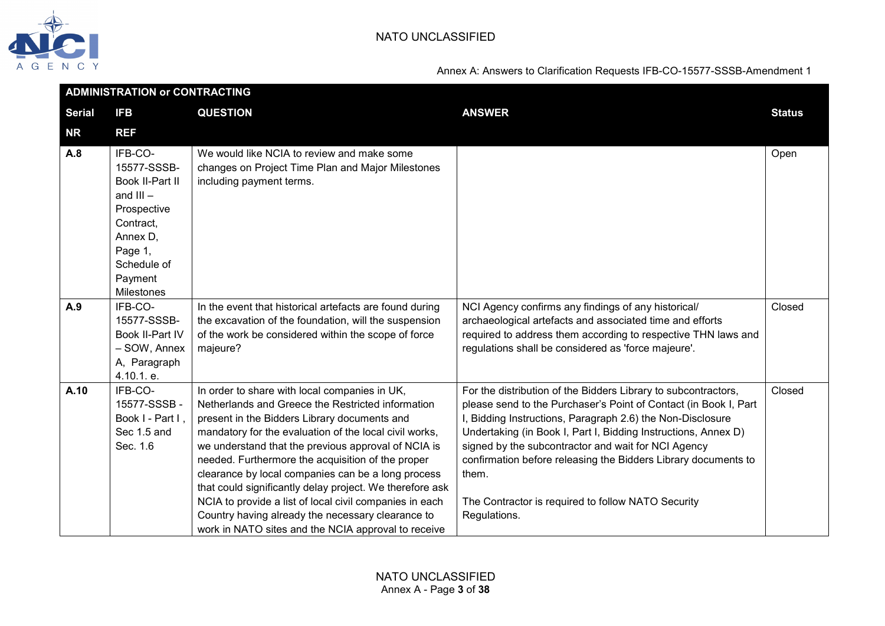| ADMINISTRATION or CONTRACTING | | | | |
|---|---|---|---|---|
| **Serial NR** | **IFB REF** | **QUESTION** | **ANSWER** | **Status** |
| **A.8** | IFB-CO-15577-SSSB-Book II-Part II and III – Prospective Contract, Annex D, Page 1, Schedule of Payment Milestones | We would like NCIA to review and make some changes on Project Time Plan and Major Milestones including payment terms. | | Open |
| **A.9** | IFB-CO-15577-SSSB-Book II-Part IV – SOW, Annex A, Paragraph 4.10.1. e. | In the event that historical artefacts are found during the excavation of the foundation, will the suspension of the work be considered within the scope of force majeure? | NCI Agency confirms any findings of any historical/ archaeological artefacts and associated time and efforts required to address them according to respective THN laws and regulations shall be considered as 'force majeure'. | Closed |
| **A.10** | IFB-CO-15577-SSSB - Book I - Part I , Sec 1.5 and Sec. 1.6 | In order to share with local companies in UK, Netherlands and Greece the Restricted information present in the Bidders Library documents and mandatory for the evaluation of the local civil works, we understand that the previous approval of NCIA is needed. Furthermore the acquisition of the proper clearance by local companies can be a long process that could significantly delay project. We therefore ask NCIA to provide a list of local civil companies in each Country having already the necessary clearance to work in NATO sites and the NCIA approval to receive | For the distribution of the Bidders Library to subcontractors, please send to the Purchaser's Point of Contact (in Book I, Part I, Bidding Instructions, Paragraph 2.6) the Non-Disclosure Undertaking (in Book I, Part I, Bidding Instructions, Annex D) signed by the subcontractor and wait for NCI Agency confirmation before releasing the Bidders Library documents to them.<br><br>The Contractor is required to follow NATO Security Regulations. | Closed |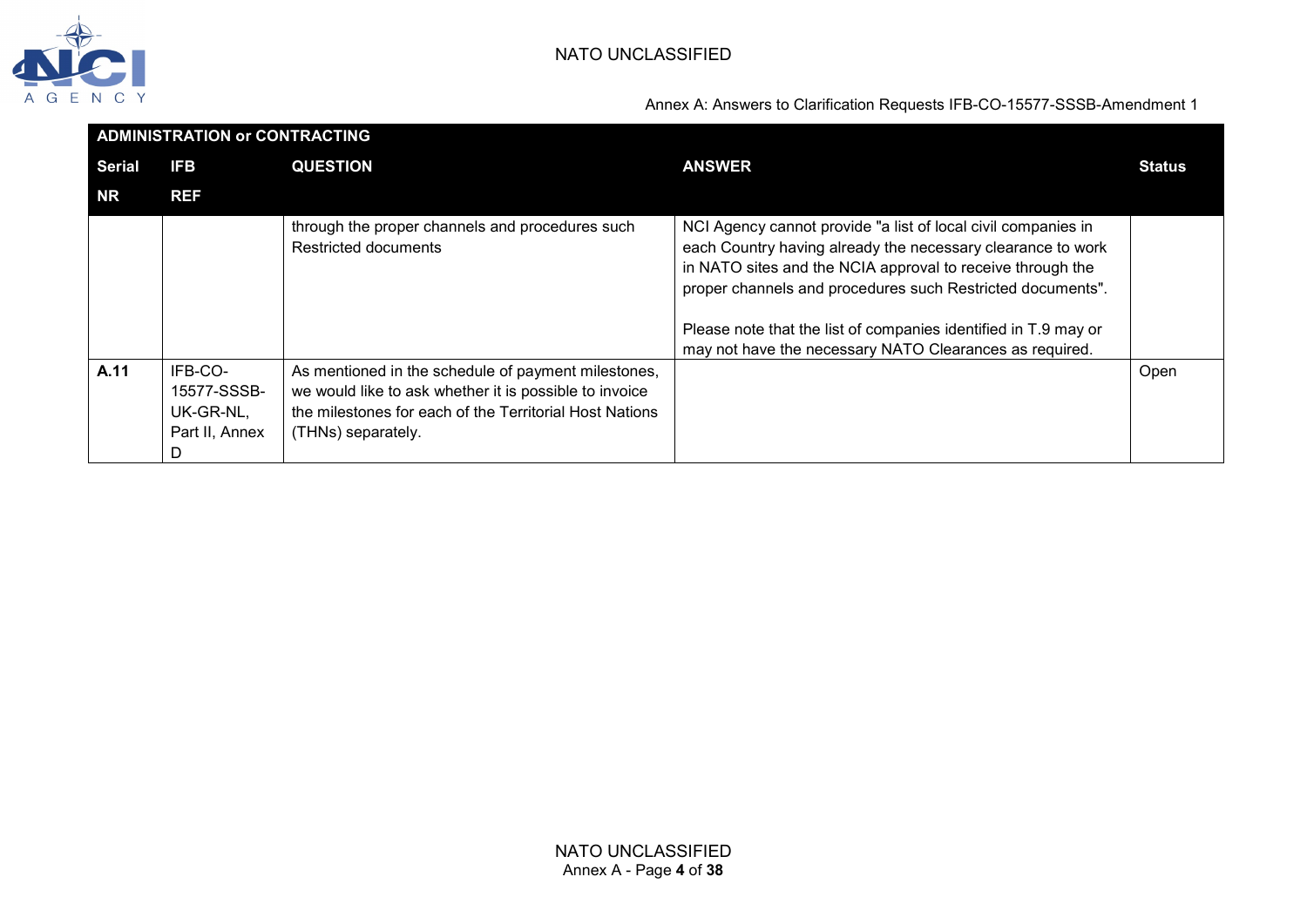| ADMINISTRATION or CONTRACTING | | | | |
|---|---|---|---|---|
| **Serial NR** | **IFB REF** | **QUESTION** | **ANSWER** | **Status** |
| | | through the proper channels and procedures such Restricted documents | NCI Agency cannot provide "a list of local civil companies in each Country having already the necessary clearance to work in NATO sites and the NCIA approval to receive through the proper channels and procedures such Restricted documents".<br><br>Please note that the list of companies identified in T.9 may or may not have the necessary NATO Clearances as required. | |
| **A.11** | IFB-CO-15577-SSSB-UK-GR-NL, Part II, Annex D | As mentioned in the schedule of payment milestones, we would like to ask whether it is possible to invoice the milestones for each of the Territorial Host Nations (THNs) separately. | | Open |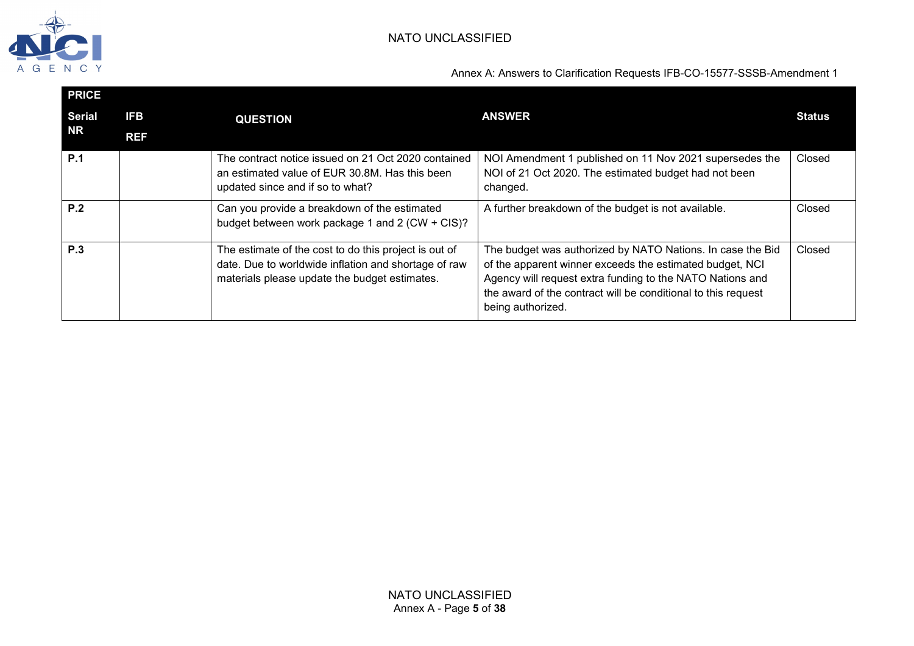| PRICE | | | | |
|---|---|---|---|---|
| **Serial NR** | **IFB REF** | **QUESTION** | **ANSWER** | **Status** |
| **P.1** | | The contract notice issued on 21 Oct 2020 contained an estimated value of EUR 30.8M. Has this been updated since and if so to what? | NOI Amendment 1 published on 11 Nov 2021 supersedes the NOI of 21 Oct 2020. The estimated budget had not been changed. | Closed |
| **P.2** | | Can you provide a breakdown of the estimated budget between work package 1 and 2 (CW + CIS)? | A further breakdown of the budget is not available. | Closed |
| **P.3** | | The estimate of the cost to do this project is out of date. Due to worldwide inflation and shortage of raw materials please update the budget estimates. | The budget was authorized by NATO Nations. In case the Bid of the apparent winner exceeds the estimated budget, NCI Agency will request extra funding to the NATO Nations and the award of the contract will be conditional to this request being authorized. | Closed |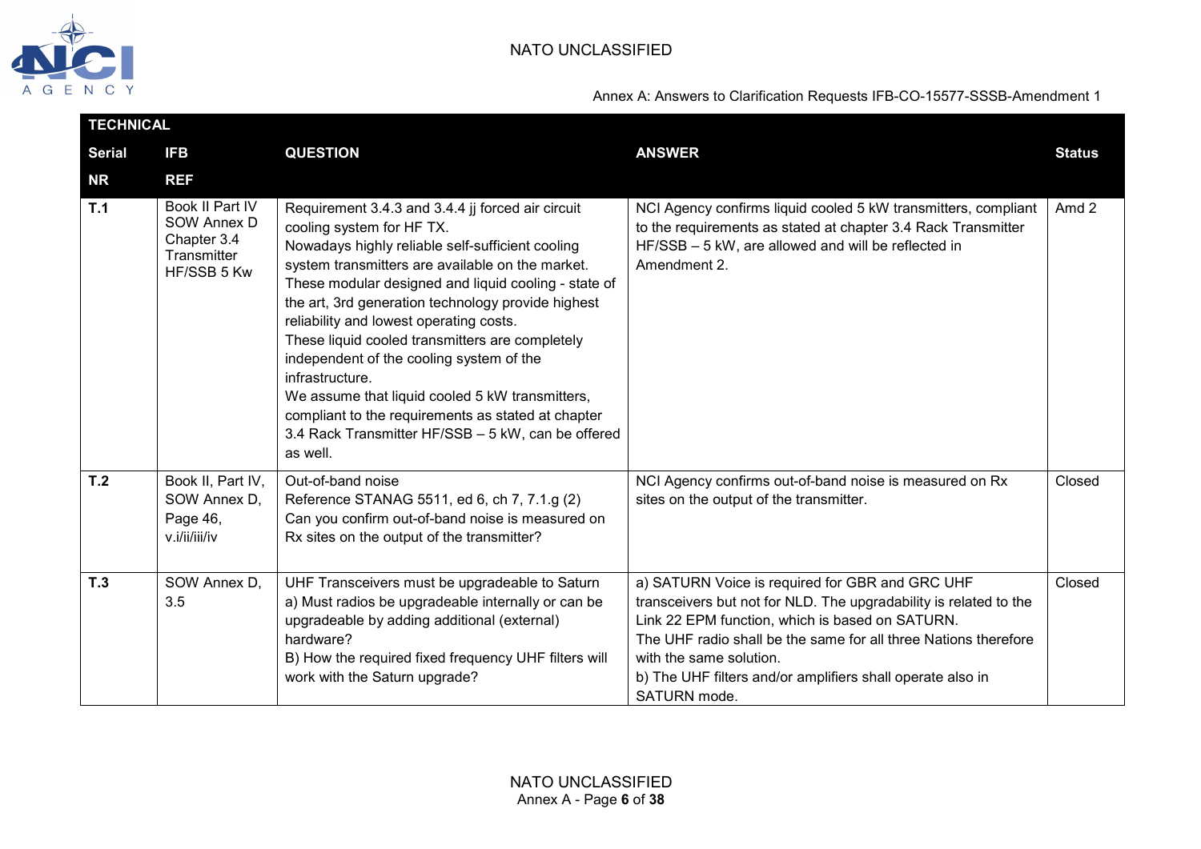| TECHNICAL | | | | |
|---|---|---|---|---|
| **Serial NR** | **IFB REF** | **QUESTION** | **ANSWER** | **Status** |
| **T.1** | Book II Part IV SOW Annex D Chapter 3.4 Transmitter HF/SSB 5 Kw | Requirement 3.4.3 and 3.4.4 jj forced air circuit cooling system for HF TX.<br>Nowadays highly reliable self-sufficient cooling system transmitters are available on the market. These modular designed and liquid cooling - state of the art, 3rd generation technology provide highest reliability and lowest operating costs.<br>These liquid cooled transmitters are completely independent of the cooling system of the infrastructure.<br>We assume that liquid cooled 5 kW transmitters, compliant to the requirements as stated at chapter 3.4 Rack Transmitter HF/SSB – 5 kW, can be offered as well. | NCI Agency confirms liquid cooled 5 kW transmitters, compliant to the requirements as stated at chapter 3.4 Rack Transmitter HF/SSB – 5 kW, are allowed and will be reflected in Amendment 2. | Amd 2 |
| **T.2** | Book II, Part IV, SOW Annex D, Page 46, v.i/ii/iii/iv | Out-of-band noise<br>Reference STANAG 5511, ed 6, ch 7, 7.1.g (2)<br>Can you confirm out-of-band noise is measured on Rx sites on the output of the transmitter? | NCI Agency confirms out-of-band noise is measured on Rx sites on the output of the transmitter. | Closed |
| **T.3** | SOW Annex D, 3.5 | UHF Transceivers must be upgradeable to Saturn<br>a) Must radios be upgradeable internally or can be upgradeable by adding additional (external) hardware?<br>B) How the required fixed frequency UHF filters will work with the Saturn upgrade? | a) SATURN Voice is required for GBR and GRC UHF transceivers but not for NLD. The upgradability is related to the Link 22 EPM function, which is based on SATURN.<br>The UHF radio shall be the same for all three Nations therefore with the same solution.<br>b) The UHF filters and/or amplifiers shall operate also in SATURN mode. | Closed |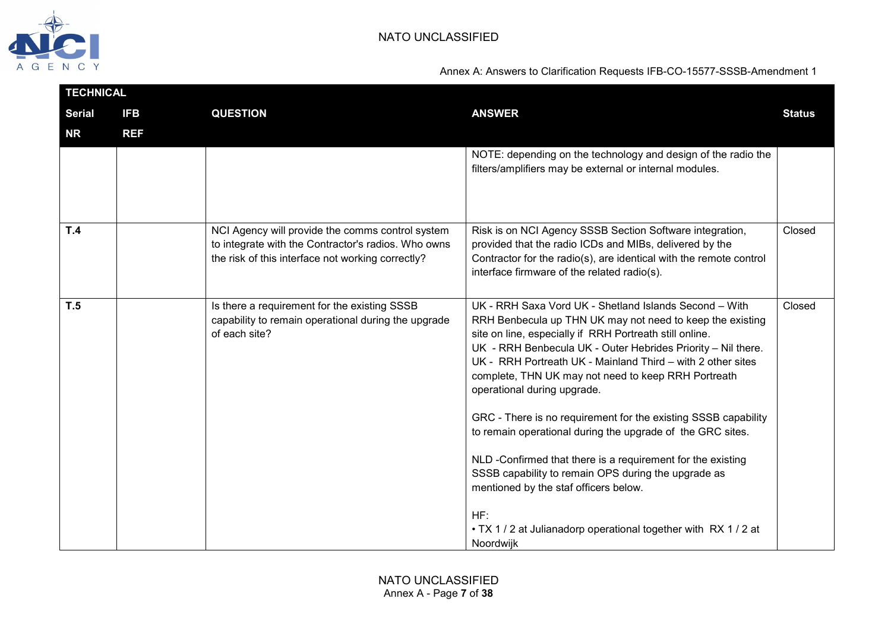| TECHNICAL | | | | |
|---|---|---|---|---|
| **Serial NR** | **IFB REF** | **QUESTION** | **ANSWER** | **Status** |
| | | | NOTE: depending on the technology and design of the radio the filters/amplifiers may be external or internal modules. | |
| **T.4** | | NCI Agency will provide the comms control system to integrate with the Contractor's radios. Who owns the risk of this interface not working correctly? | Risk is on NCI Agency SSSB Section Software integration, provided that the radio ICDs and MIBs, delivered by the Contractor for the radio(s), are identical with the remote control interface firmware of the related radio(s). | Closed |
| **T.5** | | Is there a requirement for the existing SSSB capability to remain operational during the upgrade of each site? | UK - RRH Saxa Vord UK - Shetland Islands Second – With RRH Benbecula up THN UK may not need to keep the existing site on line, especially if RRH Portreath still online.<br>UK - RRH Benbecula UK - Outer Hebrides Priority – Nil there.<br>UK - RRH Portreath UK - Mainland Third – with 2 other sites complete, THN UK may not need to keep RRH Portreath operational during upgrade.<br><br>GRC - There is no requirement for the existing SSSB capability to remain operational during the upgrade of the GRC sites.<br><br>NLD -Confirmed that there is a requirement for the existing SSSB capability to remain OPS during the upgrade as mentioned by the staf officers below.<br><br>HF:<br>• TX 1 / 2 at Julianadorp operational together with RX 1 / 2 at Noordwijk | Closed |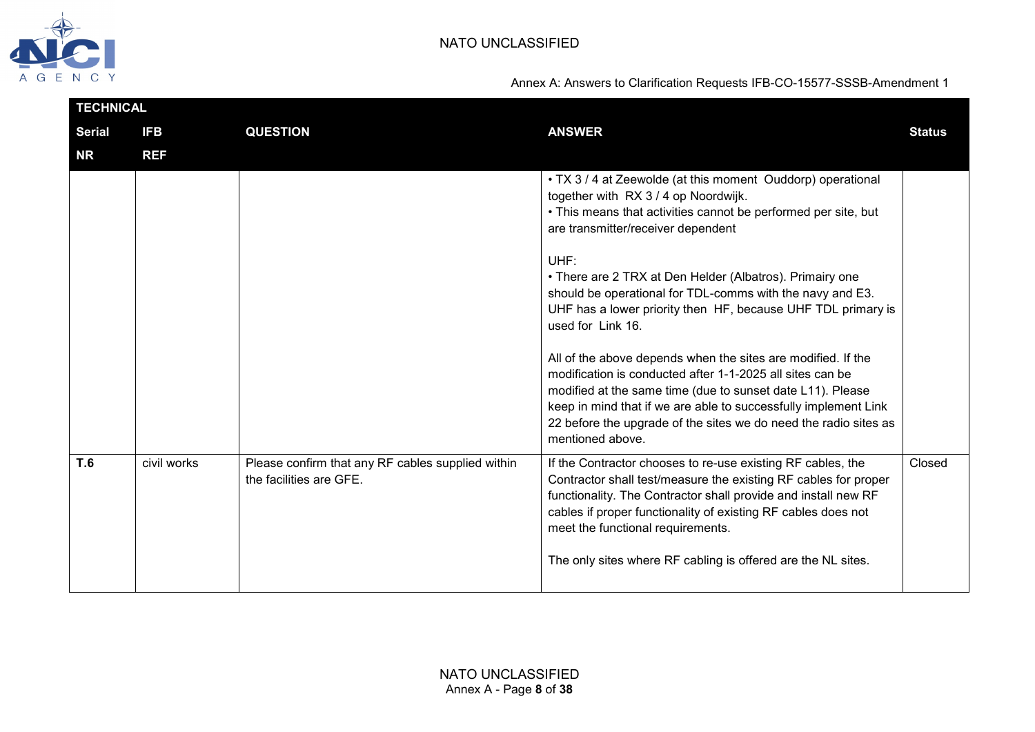| TECHNICAL | | | | |
|---|---|---|---|---|
| **Serial NR** | **IFB REF** | **QUESTION** | **ANSWER** | **Status** |
| | | | • TX 3 / 4 at Zeewolde (at this moment Ouddorp) operational together with RX 3 / 4 op Noordwijk.<br>• This means that activities cannot be performed per site, but are transmitter/receiver dependent<br><br>UHF:<br>• There are 2 TRX at Den Helder (Albatros). Primairy one should be operational for TDL-comms with the navy and E3. UHF has a lower priority then HF, because UHF TDL primary is used for Link 16.<br><br>All of the above depends when the sites are modified. If the modification is conducted after 1-1-2025 all sites can be modified at the same time (due to sunset date L11). Please keep in mind that if we are able to successfully implement Link 22 before the upgrade of the sites we do need the radio sites as mentioned above. | |
| **T.6** | civil works | Please confirm that any RF cables supplied within the facilities are GFE. | If the Contractor chooses to re-use existing RF cables, the Contractor shall test/measure the existing RF cables for proper functionality. The Contractor shall provide and install new RF cables if proper functionality of existing RF cables does not meet the functional requirements.<br><br>The only sites where RF cabling is offered are the NL sites. | Closed |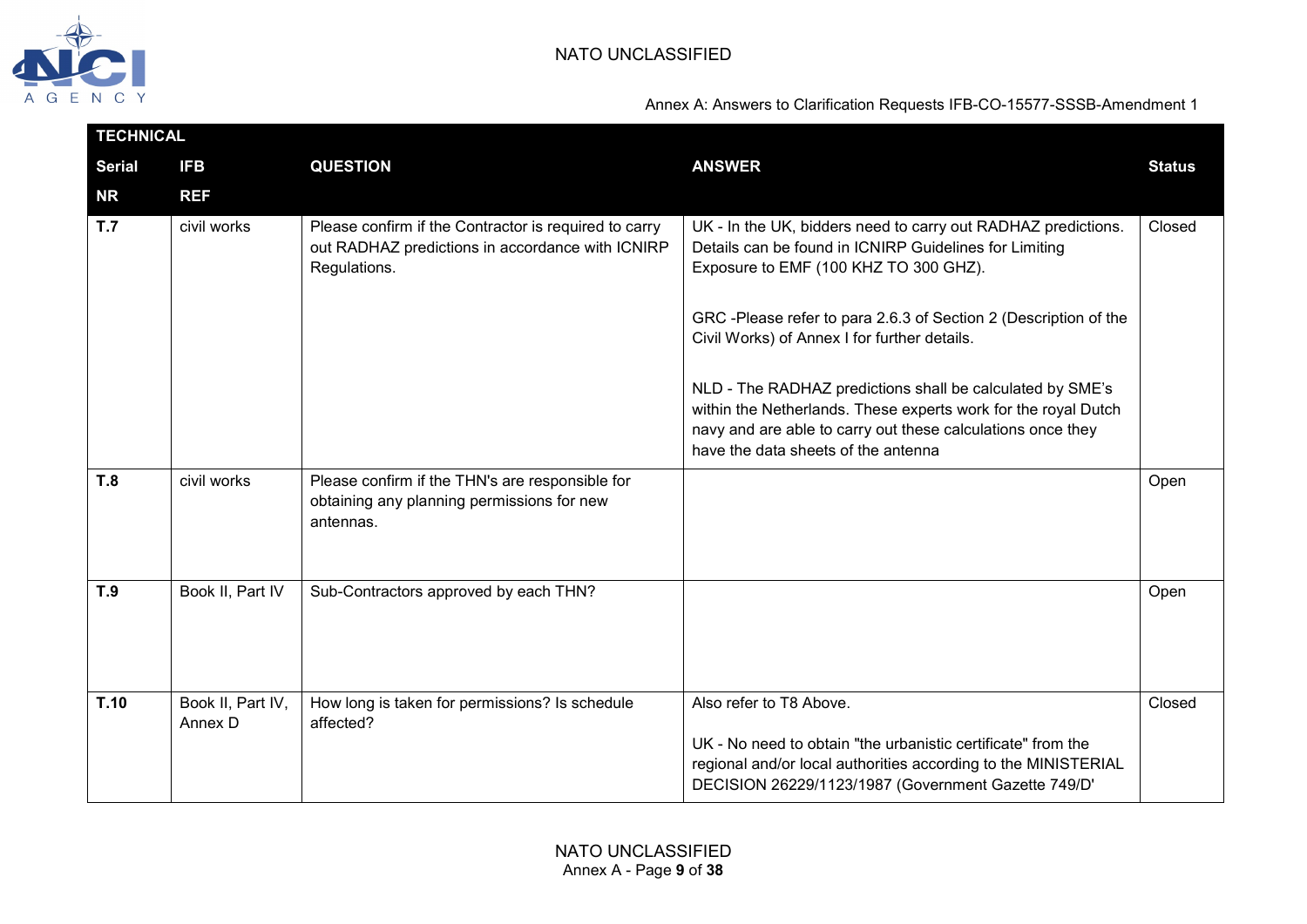Annex A: Answers to Clarification Requests IFB-CO-15577-SSSB-Amendment 1

| TECHNICAL | | | | |
|---|---|---|---|---|
| **Serial NR** | **IFB REF** | **QUESTION** | **ANSWER** | **Status** |
| **T.7** | civil works | Please confirm if the Contractor is required to carry out RADHAZ predictions in accordance with ICNIRP Regulations. | UK - In the UK, bidders need to carry out RADHAZ predictions. Details can be found in ICNIRP Guidelines for Limiting Exposure to EMF (100 KHZ TO 300 GHZ).<br><br>GRC -Please refer to para 2.6.3 of Section 2 (Description of the Civil Works) of Annex I for further details.<br><br>NLD - The RADHAZ predictions shall be calculated by SME's within the Netherlands. These experts work for the royal Dutch navy and are able to carry out these calculations once they have the data sheets of the antenna | Closed |
| **T.8** | civil works | Please confirm if the THN's are responsible for obtaining any planning permissions for new antennas. | | Open |
| **T.9** | Book II, Part IV | Sub-Contractors approved by each THN? | | Open |
| **T.10** | Book II, Part IV, Annex D | How long is taken for permissions? Is schedule affected? | Also refer to T8 Above.<br><br>UK - No need to obtain "the urbanistic certificate" from the regional and/or local authorities according to the MINISTERIAL DECISION 26229/1123/1987 (Government Gazette 749/D' | Closed |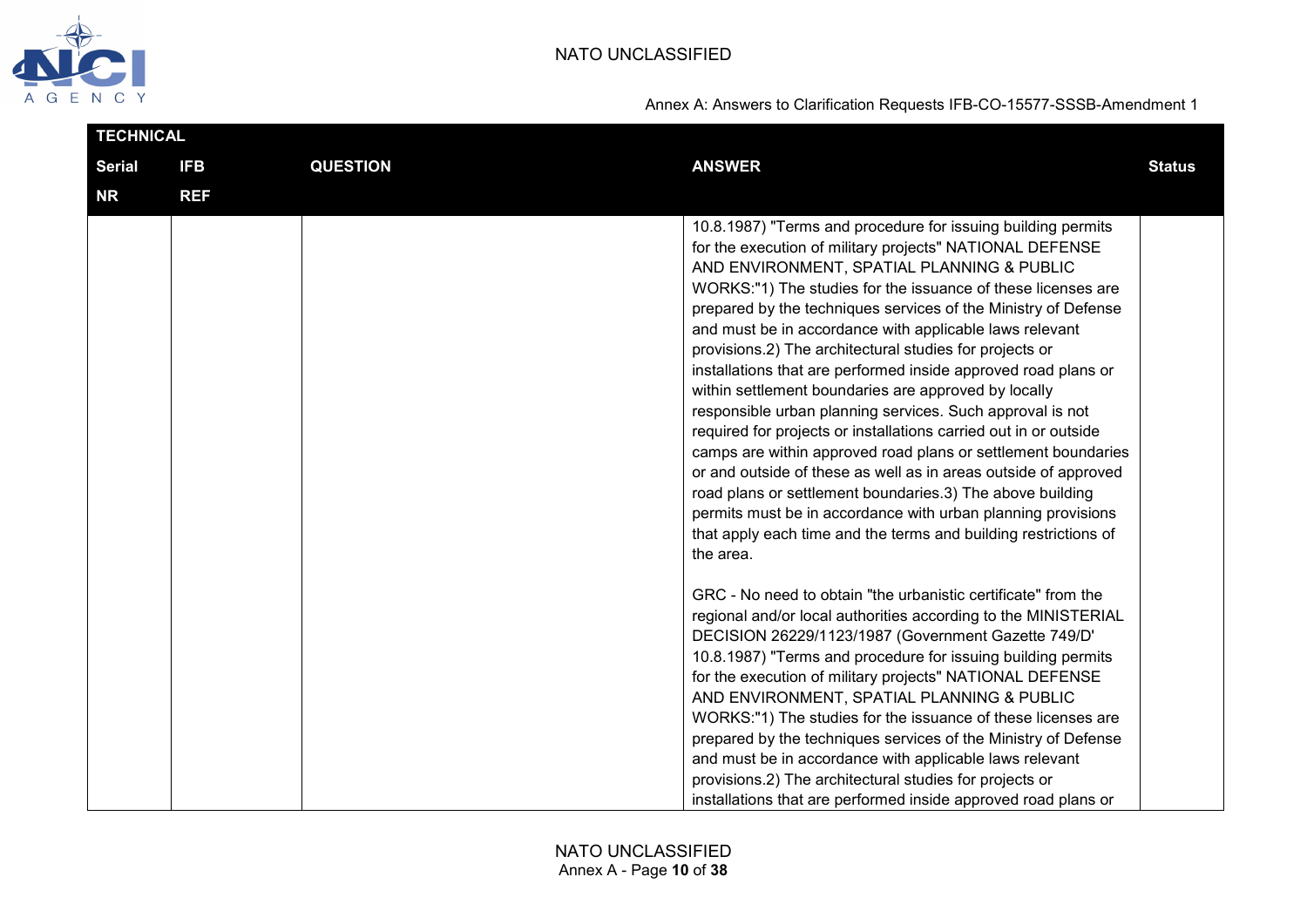| TECHNICAL | | | | |
|---|---|---|---|---|
| Serial NR | IFB REF | QUESTION | ANSWER | Status |
| | | | 10.8.1987) "Terms and procedure for issuing building permits for the execution of military projects" NATIONAL DEFENSE AND ENVIRONMENT, SPATIAL PLANNING & PUBLIC WORKS:"1) The studies for the issuance of these licenses are prepared by the techniques services of the Ministry of Defense and must be in accordance with applicable laws relevant provisions.2) The architectural studies for projects or installations that are performed inside approved road plans or within settlement boundaries are approved by locally responsible urban planning services. Such approval is not required for projects or installations carried out in or outside camps are within approved road plans or settlement boundaries or and outside of these as well as in areas outside of approved road plans or settlement boundaries.3) The above building permits must be in accordance with urban planning provisions that apply each time and the terms and building restrictions of the area.<br><br>GRC - No need to obtain "the urbanistic certificate" from the regional and/or local authorities according to the MINISTERIAL DECISION 26229/1123/1987 (Government Gazette 749/D' 10.8.1987) "Terms and procedure for issuing building permits for the execution of military projects" NATIONAL DEFENSE AND ENVIRONMENT, SPATIAL PLANNING & PUBLIC WORKS:"1) The studies for the issuance of these licenses are prepared by the techniques services of the Ministry of Defense and must be in accordance with applicable laws relevant provisions.2) The architectural studies for projects or installations that are performed inside approved road plans or | |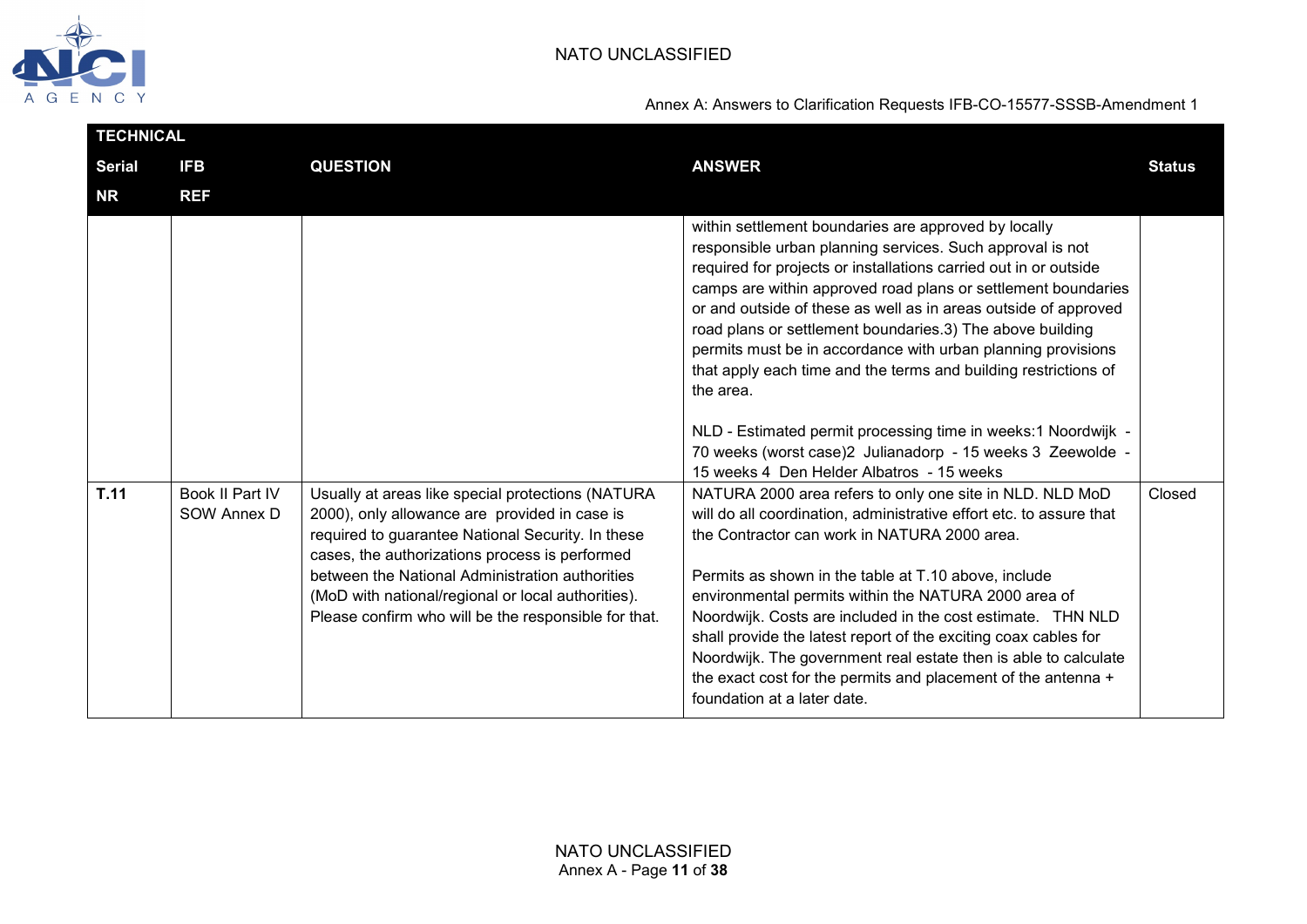| TECHNICAL | | | | |
|---|---|---|---|---|
| Serial NR | IFB REF | QUESTION | ANSWER | Status |
| | | | within settlement boundaries are approved by locally responsible urban planning services. Such approval is not required for projects or installations carried out in or outside camps are within approved road plans or settlement boundaries or and outside of these as well as in areas outside of approved road plans or settlement boundaries.3) The above building permits must be in accordance with urban planning provisions that apply each time and the terms and building restrictions of the area.<br><br>NLD - Estimated permit processing time in weeks:1 Noordwijk - 70 weeks (worst case)2 Julianadorp - 15 weeks 3 Zeewolde - 15 weeks 4 Den Helder Albatros - 15 weeks | |
| **T.11** | Book II Part IV SOW Annex D | Usually at areas like special protections (NATURA 2000), only allowance are provided in case is required to guarantee National Security. In these cases, the authorizations process is performed between the National Administration authorities (MoD with national/regional or local authorities). Please confirm who will be the responsible for that. | NATURA 2000 area refers to only one site in NLD. NLD MoD will do all coordination, administrative effort etc. to assure that the Contractor can work in NATURA 2000 area.<br><br>Permits as shown in the table at T.10 above, include environmental permits within the NATURA 2000 area of Noordwijk. Costs are included in the cost estimate. THN NLD shall provide the latest report of the exciting coax cables for Noordwijk. The government real estate then is able to calculate the exact cost for the permits and placement of the antenna + foundation at a later date. | Closed |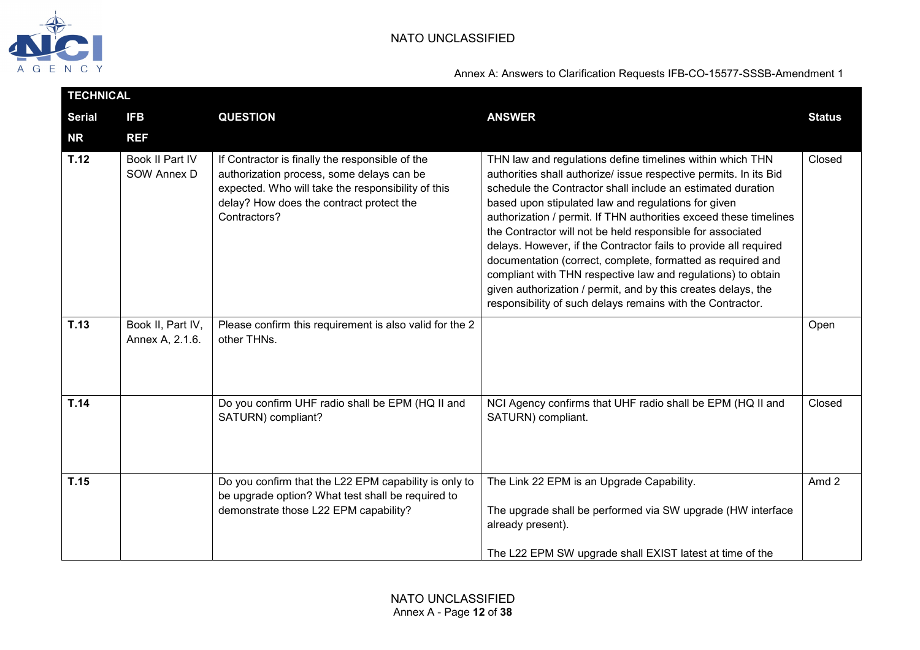Annex A: Answers to Clarification Requests IFB-CO-15577-SSSB-Amendment 1

| TECHNICAL | | | | |
|---|---|---|---|---|
| **Serial NR** | **IFB REF** | **QUESTION** | **ANSWER** | **Status** |
| **T.12** | Book II Part IV SOW Annex D | If Contractor is finally the responsible of the authorization process, some delays can be expected. Who will take the responsibility of this delay? How does the contract protect the Contractors? | THN law and regulations define timelines within which THN authorities shall authorize/ issue respective permits. In its Bid schedule the Contractor shall include an estimated duration based upon stipulated law and regulations for given authorization / permit. If THN authorities exceed these timelines the Contractor will not be held responsible for associated delays. However, if the Contractor fails to provide all required documentation (correct, complete, formatted as required and compliant with THN respective law and regulations) to obtain given authorization / permit, and by this creates delays, the responsibility of such delays remains with the Contractor. | Closed |
| **T.13** | Book II, Part IV, Annex A, 2.1.6. | Please confirm this requirement is also valid for the 2 other THNs. | | Open |
| **T.14** | | Do you confirm UHF radio shall be EPM (HQ II and SATURN) compliant? | NCI Agency confirms that UHF radio shall be EPM (HQ II and SATURN) compliant. | Closed |
| **T.15** | | Do you confirm that the L22 EPM capability is only to be upgrade option? What test shall be required to demonstrate those L22 EPM capability? | The Link 22 EPM is an Upgrade Capability.<br><br>The upgrade shall be performed via SW upgrade (HW interface already present).<br><br>The L22 EPM SW upgrade shall EXIST latest at time of the | Amd 2 |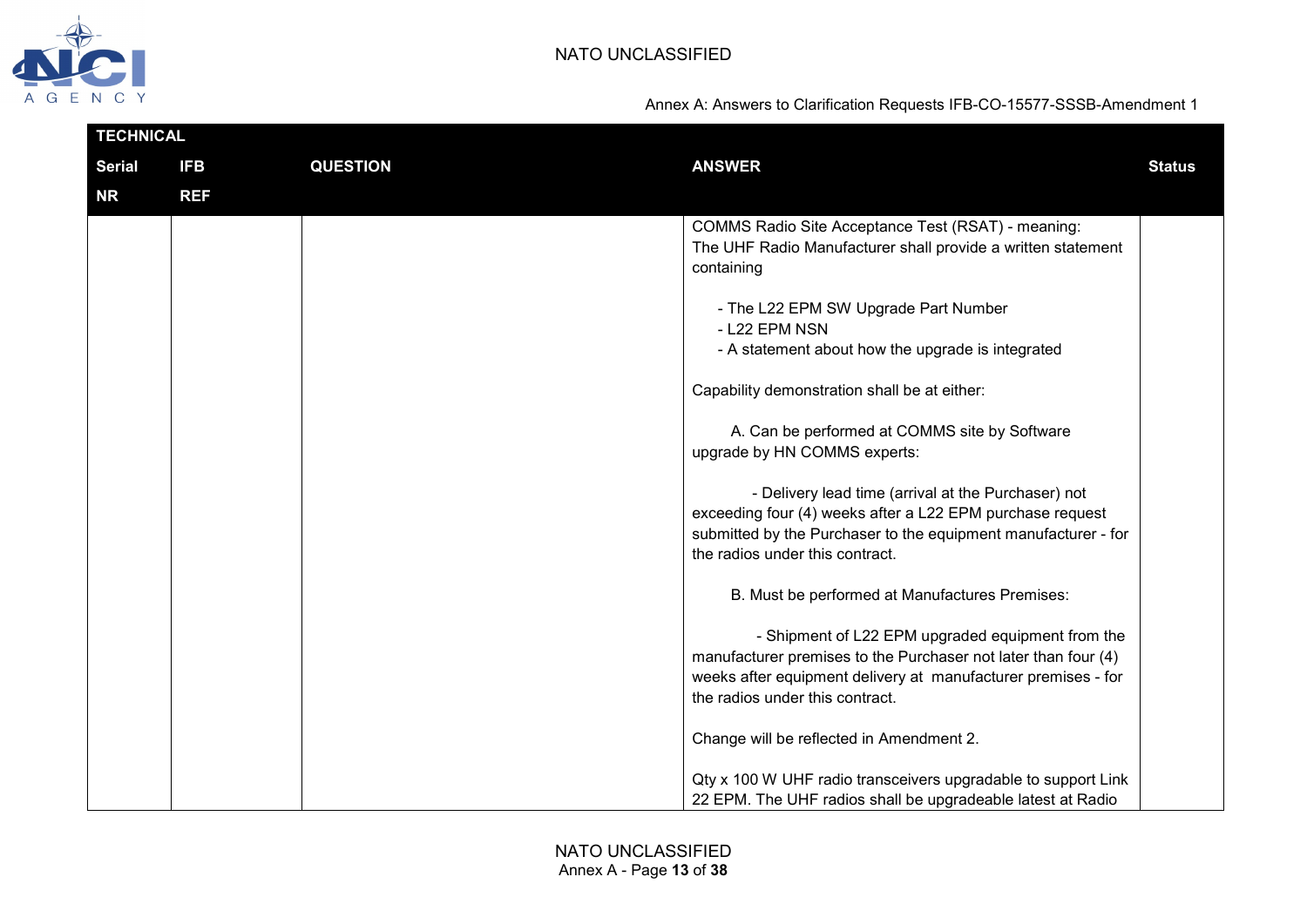| TECHNICAL | | | | |
|---|---|---|---|---|
| Serial NR | IFB REF | QUESTION | ANSWER | Status |
| | | | COMMS Radio Site Acceptance Test (RSAT) - meaning:<br>The UHF Radio Manufacturer shall provide a written statement containing<br><br>- The L22 EPM SW Upgrade Part Number<br>- L22 EPM NSN<br>- A statement about how the upgrade is integrated<br><br>Capability demonstration shall be at either:<br><br>A. Can be performed at COMMS site by Software upgrade by HN COMMS experts:<br><br>- Delivery lead time (arrival at the Purchaser) not exceeding four (4) weeks after a L22 EPM purchase request submitted by the Purchaser to the equipment manufacturer - for the radios under this contract.<br><br>B. Must be performed at Manufactures Premises:<br><br>- Shipment of L22 EPM upgraded equipment from the manufacturer premises to the Purchaser not later than four (4) weeks after equipment delivery at manufacturer premises - for the radios under this contract.<br><br>Change will be reflected in Amendment 2.<br><br>Qty x 100 W UHF radio transceivers upgradable to support Link 22 EPM. The UHF radios shall be upgradeable latest at Radio | |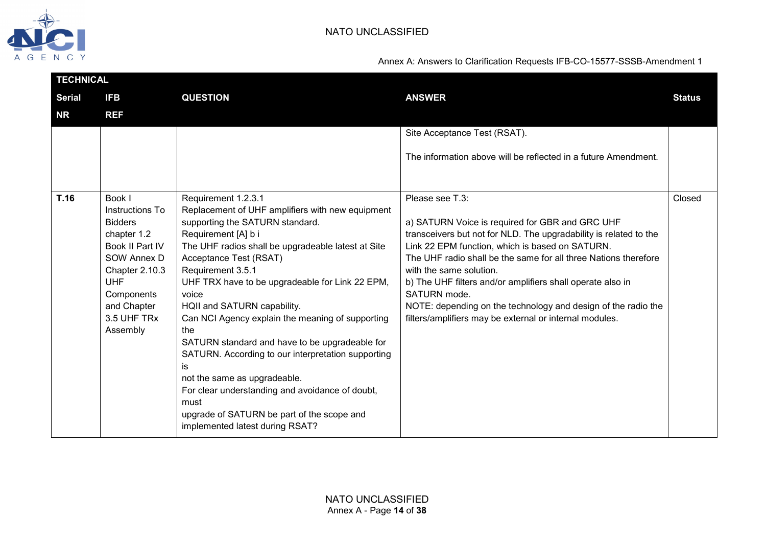| TECHNICAL | | | | |
|---|---|---|---|---|
| Serial NR | IFB REF | QUESTION | ANSWER | Status |
| | | | Site Acceptance Test (RSAT).<br><br>The information above will be reflected in a future Amendment. | |
| **T.16** | Book I Instructions To Bidders chapter 1.2 Book II Part IV SOW Annex D Chapter 2.10.3 UHF Components and Chapter 3.5 UHF TRx Assembly | Requirement 1.2.3.1<br>Replacement of UHF amplifiers with new equipment supporting the SATURN standard.<br>Requirement [A] b i<br>The UHF radios shall be upgradeable latest at Site Acceptance Test (RSAT)<br>Requirement 3.5.1<br>UHF TRX have to be upgradeable for Link 22 EPM, voice<br>HQII and SATURN capability.<br>Can NCI Agency explain the meaning of supporting the<br>SATURN standard and have to be upgradeable for SATURN. According to our interpretation supporting is<br>not the same as upgradeable.<br>For clear understanding and avoidance of doubt, must<br>upgrade of SATURN be part of the scope and implemented latest during RSAT? | Please see T.3:<br><br>a) SATURN Voice is required for GBR and GRC UHF transceivers but not for NLD. The upgradability is related to the Link 22 EPM function, which is based on SATURN.<br>The UHF radio shall be the same for all three Nations therefore with the same solution.<br>b) The UHF filters and/or amplifiers shall operate also in SATURN mode.<br>NOTE: depending on the technology and design of the radio the filters/amplifiers may be external or internal modules. | Closed |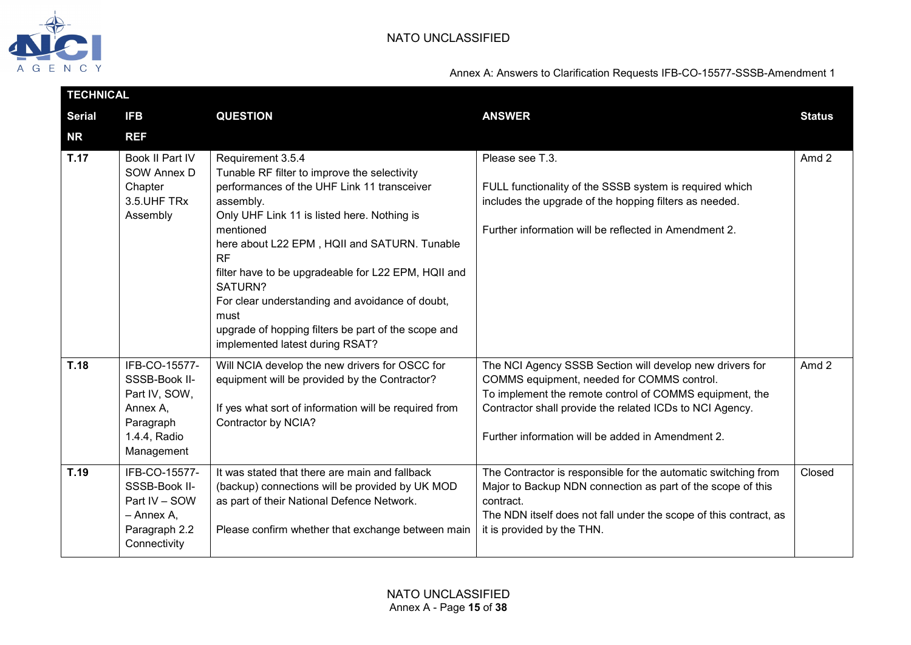| TECHNICAL | | | | |
|---|---|---|---|---|
| **Serial NR** | **IFB REF** | **QUESTION** | **ANSWER** | **Status** |
| **T.17** | Book II Part IV SOW Annex D Chapter 3.5.UHF TRx Assembly | Requirement 3.5.4<br>Tunable RF filter to improve the selectivity performances of the UHF Link 11 transceiver assembly.<br>Only UHF Link 11 is listed here. Nothing is mentioned here about L22 EPM , HQII and SATURN. Tunable RF filter have to be upgradeable for L22 EPM, HQII and SATURN?<br>For clear understanding and avoidance of doubt, must upgrade of hopping filters be part of the scope and implemented latest during RSAT? | Please see T.3.<br><br>FULL functionality of the SSSB system is required which includes the upgrade of the hopping filters as needed.<br><br>Further information will be reflected in Amendment 2. | Amd 2 |
| **T.18** | IFB-CO-15577-SSSB-Book II-Part IV, SOW, Annex A, Paragraph 1.4.4, Radio Management | Will NCIA develop the new drivers for OSCC for equipment will be provided by the Contractor?<br><br>If yes what sort of information will be required from Contractor by NCIA? | The NCI Agency SSSB Section will develop new drivers for COMMS equipment, needed for COMMS control.<br>To implement the remote control of COMMS equipment, the Contractor shall provide the related ICDs to NCI Agency.<br><br>Further information will be added in Amendment 2. | Amd 2 |
| **T.19** | IFB-CO-15577-SSSB-Book II-Part IV – SOW – Annex A, Paragraph 2.2 Connectivity | It was stated that there are main and fallback (backup) connections will be provided by UK MOD as part of their National Defence Network.<br><br>Please confirm whether that exchange between main | The Contractor is responsible for the automatic switching from Major to Backup NDN connection as part of the scope of this contract.<br>The NDN itself does not fall under the scope of this contract, as it is provided by the THN. | Closed |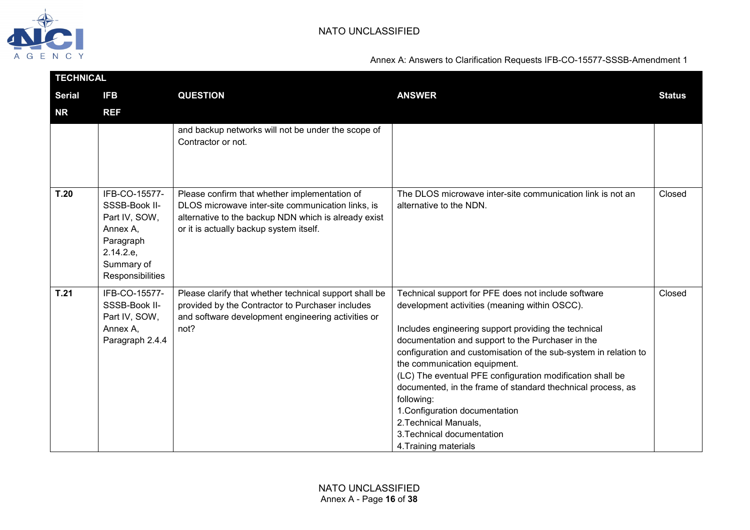| TECHNICAL | | | | |
|---|---|---|---|---|
| **Serial NR** | **IFB REF** | **QUESTION** | **ANSWER** | **Status** |
| | | and backup networks will not be under the scope of Contractor or not. | | |
| **T.20** | IFB-CO-15577-SSSB-Book II-Part IV, SOW, Annex A, Paragraph 2.14.2.e, Summary of Responsibilities | Please confirm that whether implementation of DLOS microwave inter-site communication links, is alternative to the backup NDN which is already exist or it is actually backup system itself. | The DLOS microwave inter-site communication link is not an alternative to the NDN. | Closed |
| **T.21** | IFB-CO-15577-SSSB-Book II-Part IV, SOW, Annex A, Paragraph 2.4.4 | Please clarify that whether technical support shall be provided by the Contractor to Purchaser includes and software development engineering activities or not? | Technical support for PFE does not include software development activities (meaning within OSCC).<br><br>Includes engineering support providing the technical documentation and support to the Purchaser in the configuration and customisation of the sub-system in relation to the communication equipment.<br>(LC) The eventual PFE configuration modification shall be documented, in the frame of standard thechnical process, as following:<br>1.Configuration documentation<br>2.Technical Manuals,<br>3.Technical documentation<br>4.Training materials | Closed |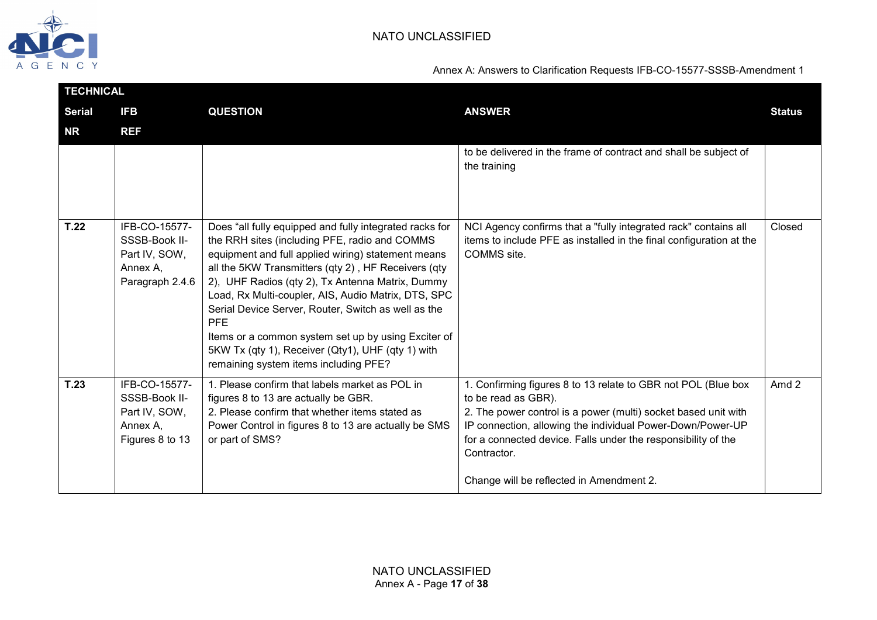| TECHNICAL | | | | |
|---|---|---|---|---|
| Serial NR | IFB REF | QUESTION | ANSWER | Status |
| | | | to be delivered in the frame of contract and shall be subject of the training | |
| T.22 | IFB-CO-15577-SSSB-Book II-Part IV, SOW, Annex A, Paragraph 2.4.6 | Does "all fully equipped and fully integrated racks for the RRH sites (including PFE, radio and COMMS equipment and full applied wiring) statement means all the 5KW Transmitters (qty 2) , HF Receivers (qty 2), UHF Radios (qty 2), Tx Antenna Matrix, Dummy Load, Rx Multi-coupler, AIS, Audio Matrix, DTS, SPC Serial Device Server, Router, Switch as well as the PFE<br>Items or a common system set up by using Exciter of 5KW Tx (qty 1), Receiver (Qty1), UHF (qty 1) with remaining system items including PFE? | NCI Agency confirms that a "fully integrated rack" contains all items to include PFE as installed in the final configuration at the COMMS site. | Closed |
| T.23 | IFB-CO-15577-SSSB-Book II-Part IV, SOW, Annex A, Figures 8 to 13 | 1. Please confirm that labels market as POL in figures 8 to 13 are actually be GBR.<br>2. Please confirm that whether items stated as Power Control in figures 8 to 13 are actually be SMS or part of SMS? | 1. Confirming figures 8 to 13 relate to GBR not POL (Blue box to be read as GBR).<br>2. The power control is a power (multi) socket based unit with IP connection, allowing the individual Power-Down/Power-UP for a connected device. Falls under the responsibility of the Contractor.<br><br>Change will be reflected in Amendment 2. | Amd 2 |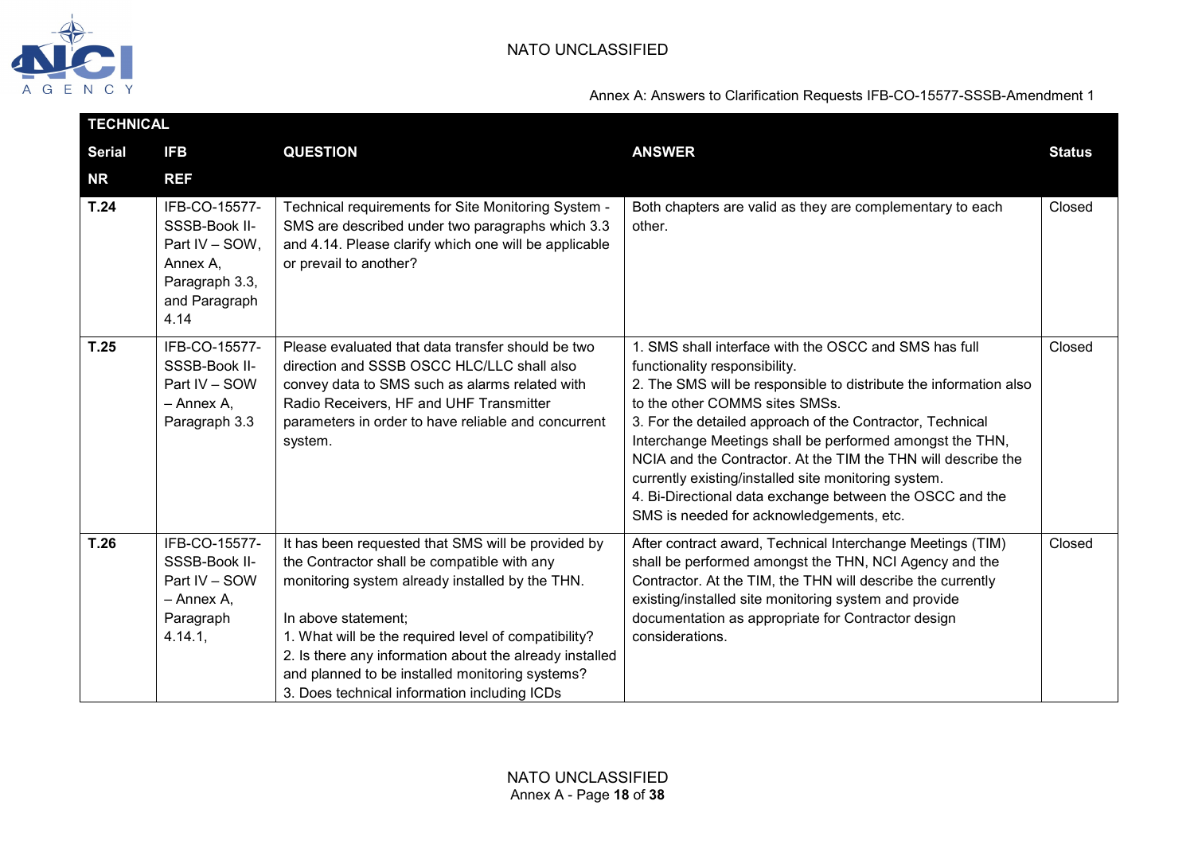| TECHNICAL | | | | |
|---|---|---|---|---|
| **Serial NR** | **IFB REF** | **QUESTION** | **ANSWER** | **Status** |
| **T.24** | IFB-CO-15577-SSSB-Book II-Part IV – SOW, Annex A, Paragraph 3.3, and Paragraph 4.14 | Technical requirements for Site Monitoring System - SMS are described under two paragraphs which 3.3 and 4.14. Please clarify which one will be applicable or prevail to another? | Both chapters are valid as they are complementary to each other. | Closed |
| **T.25** | IFB-CO-15577-SSSB-Book II-Part IV – SOW – Annex A, Paragraph 3.3 | Please evaluated that data transfer should be two direction and SSSB OSCC HLC/LLC shall also convey data to SMS such as alarms related with Radio Receivers, HF and UHF Transmitter parameters in order to have reliable and concurrent system. | 1. SMS shall interface with the OSCC and SMS has full functionality responsibility.<br>2. The SMS will be responsible to distribute the information also to the other COMMS sites SMSs.<br>3. For the detailed approach of the Contractor, Technical Interchange Meetings shall be performed amongst the THN, NCIA and the Contractor. At the TIM the THN will describe the currently existing/installed site monitoring system.<br>4. Bi-Directional data exchange between the OSCC and the SMS is needed for acknowledgements, etc. | Closed |
| **T.26** | IFB-CO-15577-SSSB-Book II-Part IV – SOW – Annex A, Paragraph 4.14.1, | It has been requested that SMS will be provided by the Contractor shall be compatible with any monitoring system already installed by the THN.<br><br>In above statement;<br>1. What will be the required level of compatibility?<br>2. Is there any information about the already installed and planned to be installed monitoring systems?<br>3. Does technical information including ICDs | After contract award, Technical Interchange Meetings (TIM) shall be performed amongst the THN, NCI Agency and the Contractor. At the TIM, the THN will describe the currently existing/installed site monitoring system and provide documentation as appropriate for Contractor design considerations. | Closed |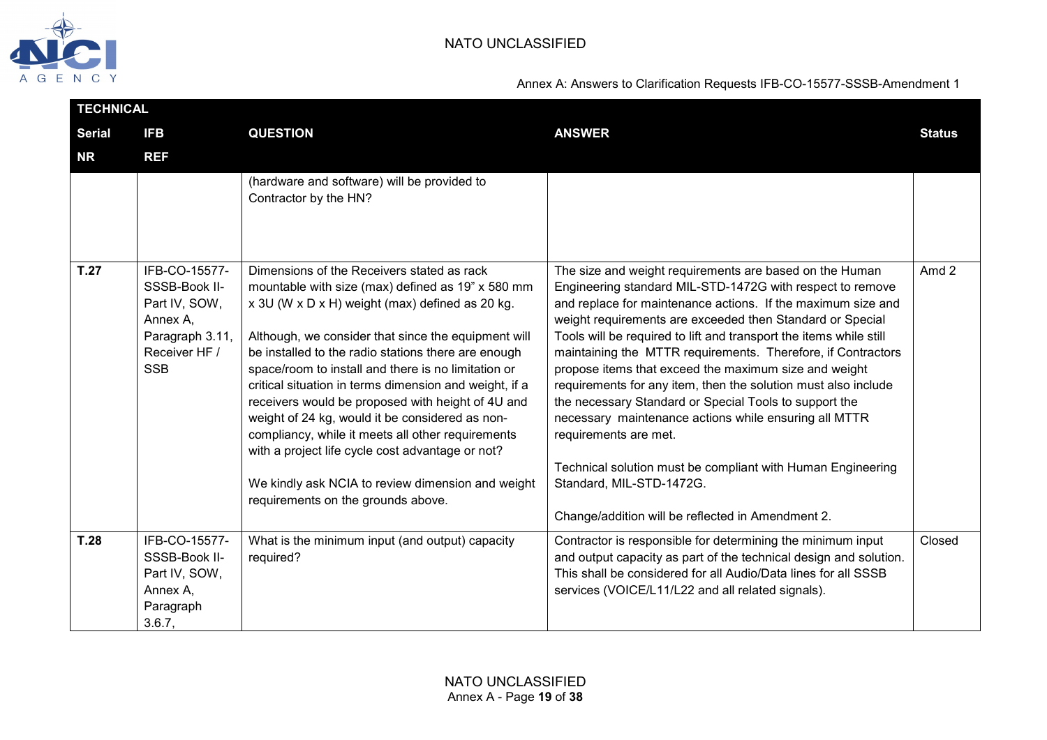| TECHNICAL | | | | |
|---|---|---|---|---|
| Serial NR | IFB REF | QUESTION | ANSWER | Status |
| | | (hardware and software) will be provided to Contractor by the HN? | | |
| T.27 | IFB-CO-15577-SSSB-Book II-Part IV, SOW, Annex A, Paragraph 3.11, Receiver HF / SSB | Dimensions of the Receivers stated as rack mountable with size (max) defined as 19" x 580 mm x 3U (W x D x H) weight (max) defined as 20 kg.<br><br>Although, we consider that since the equipment will be installed to the radio stations there are enough space/room to install and there is no limitation or critical situation in terms dimension and weight, if a receivers would be proposed with height of 4U and weight of 24 kg, would it be considered as non-compliancy, while it meets all other requirements with a project life cycle cost advantage or not?<br><br>We kindly ask NCIA to review dimension and weight requirements on the grounds above. | The size and weight requirements are based on the Human Engineering standard MIL-STD-1472G with respect to remove and replace for maintenance actions. If the maximum size and weight requirements are exceeded then Standard or Special Tools will be required to lift and transport the items while still maintaining the MTTR requirements. Therefore, if Contractors propose items that exceed the maximum size and weight requirements for any item, then the solution must also include the necessary Standard or Special Tools to support the necessary maintenance actions while ensuring all MTTR requirements are met.<br><br>Technical solution must be compliant with Human Engineering Standard, MIL-STD-1472G.<br><br>Change/addition will be reflected in Amendment 2. | Amd 2 |
| T.28 | IFB-CO-15577-SSSB-Book II-Part IV, SOW, Annex A, Paragraph 3.6.7, | What is the minimum input (and output) capacity required? | Contractor is responsible for determining the minimum input and output capacity as part of the technical design and solution. This shall be considered for all Audio/Data lines for all SSSB services (VOICE/L11/L22 and all related signals). | Closed |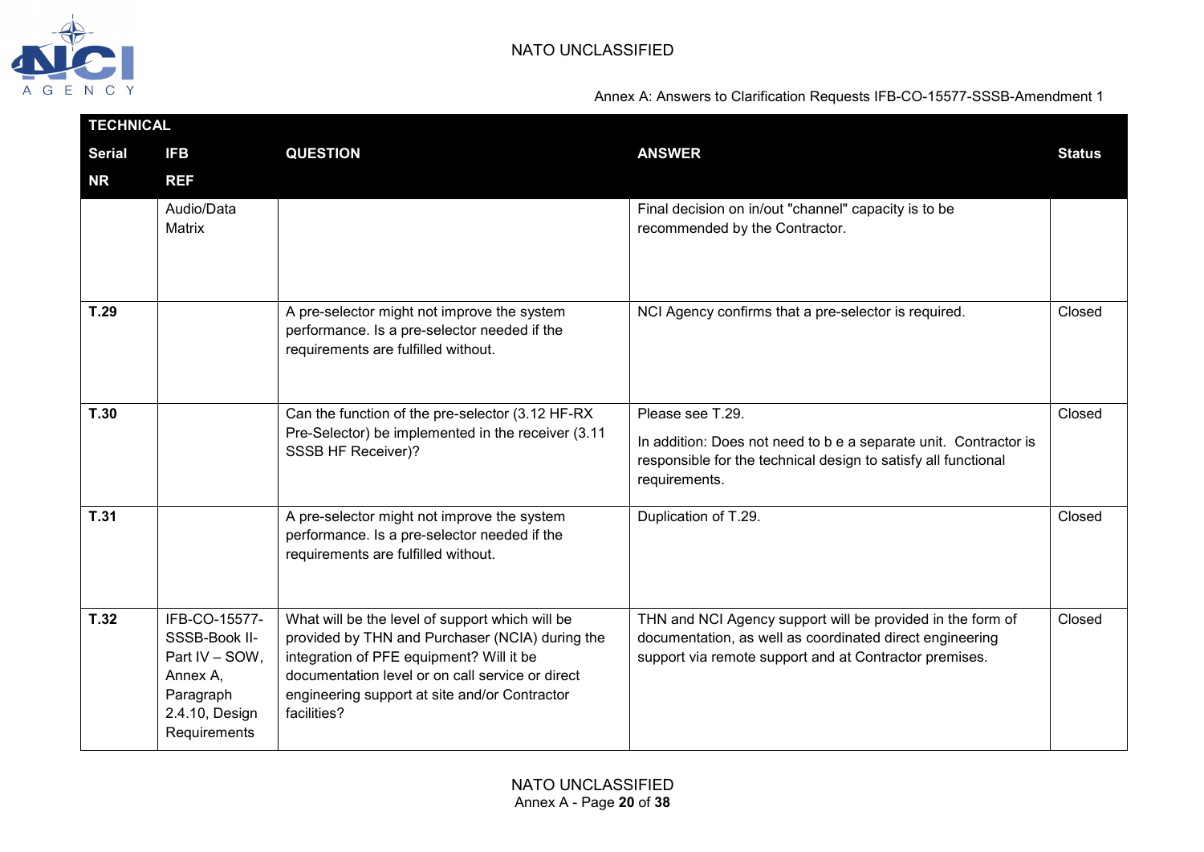| TECHNICAL | | | | |
|---|---|---|---|---|
| Serial NR | IFB REF | QUESTION | ANSWER | Status |
| | Audio/Data Matrix | | Final decision on in/out "channel" capacity is to be recommended by the Contractor. | |
| T.29 | | A pre-selector might not improve the system performance. Is a pre-selector needed if the requirements are fulfilled without. | NCI Agency confirms that a pre-selector is required. | Closed |
| T.30 | | Can the function of the pre-selector (3.12 HF-RX Pre-Selector) be implemented in the receiver (3.11 SSSB HF Receiver)? | Please see T.29.<br><br>In addition: Does not need to b e a separate unit. Contractor is responsible for the technical design to satisfy all functional requirements. | Closed |
| T.31 | | A pre-selector might not improve the system performance. Is a pre-selector needed if the requirements are fulfilled without. | Duplication of T.29. | Closed |
| T.32 | IFB-CO-15577-SSSB-Book II-Part IV – SOW, Annex A, Paragraph 2.4.10, Design Requirements | What will be the level of support which will be provided by THN and Purchaser (NCIA) during the integration of PFE equipment? Will it be documentation level or on call service or direct engineering support at site and/or Contractor facilities? | THN and NCI Agency support will be provided in the form of documentation, as well as coordinated direct engineering support via remote support and at Contractor premises. | Closed |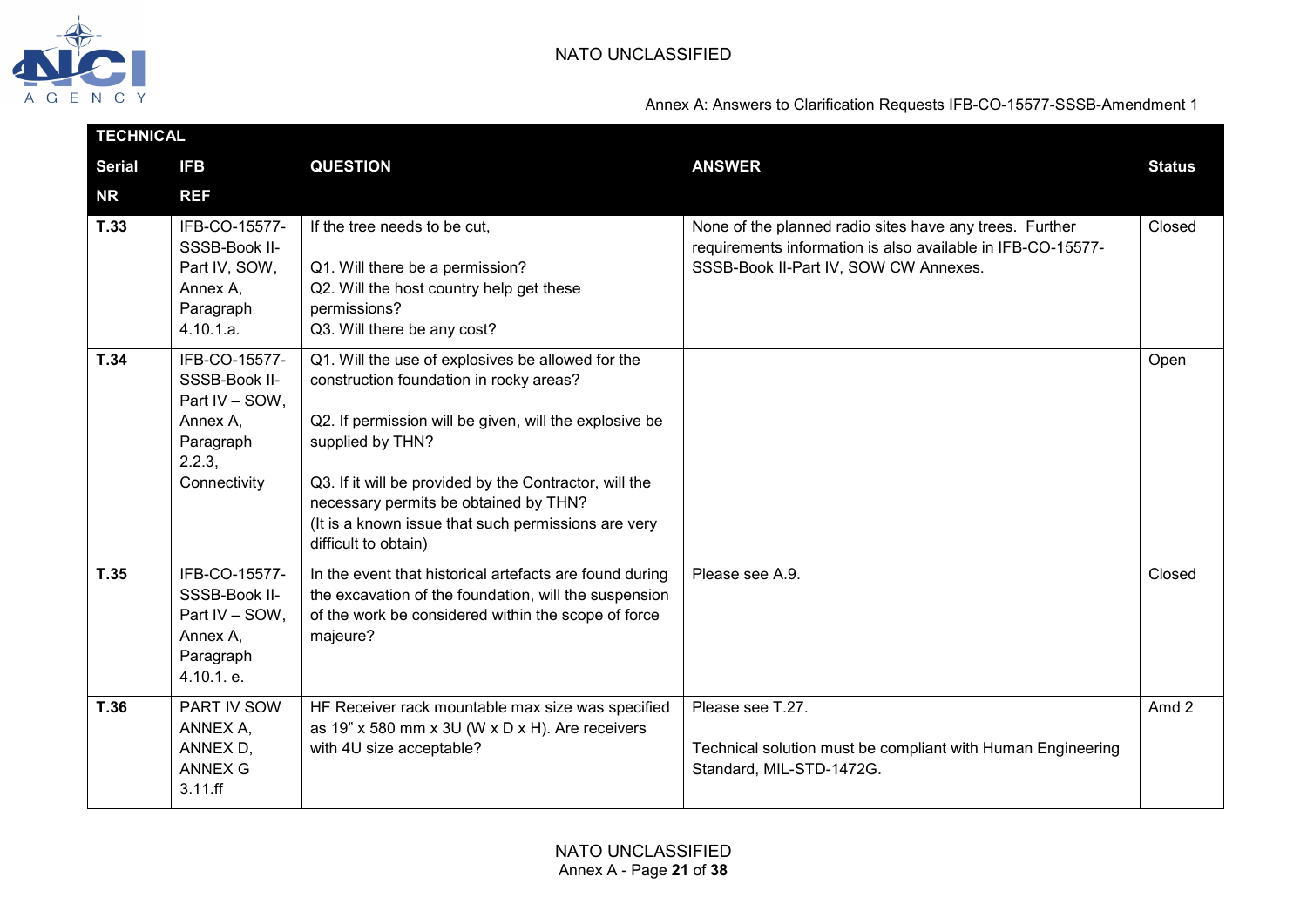| TECHNICAL | | | | |
|---|---|---|---|---|
| **Serial NR** | **IFB REF** | **QUESTION** | **ANSWER** | **Status** |
| **T.33** | IFB-CO-15577-SSSB-Book II-Part IV, SOW, Annex A, Paragraph 4.10.1.a. | If the tree needs to be cut,<br><br>Q1. Will there be a permission?<br>Q2. Will the host country help get these permissions?<br>Q3. Will there be any cost? | None of the planned radio sites have any trees. Further requirements information is also available in IFB-CO-15577-SSSB-Book II-Part IV, SOW CW Annexes. | Closed |
| **T.34** | IFB-CO-15577-SSSB-Book II-Part IV – SOW, Annex A, Paragraph 2.2.3, Connectivity | Q1. Will the use of explosives be allowed for the construction foundation in rocky areas?<br><br>Q2. If permission will be given, will the explosive be supplied by THN?<br><br>Q3. If it will be provided by the Contractor, will the necessary permits be obtained by THN?<br>(It is a known issue that such permissions are very difficult to obtain) | | Open |
| **T.35** | IFB-CO-15577-SSSB-Book II-Part IV – SOW, Annex A, Paragraph 4.10.1. e. | In the event that historical artefacts are found during the excavation of the foundation, will the suspension of the work be considered within the scope of force majeure? | Please see A.9. | Closed |
| **T.36** | PART IV SOW ANNEX A, ANNEX D, ANNEX G 3.11.ff | HF Receiver rack mountable max size was specified as 19” x 580 mm x 3U (W x D x H). Are receivers with 4U size acceptable? | Please see T.27.<br><br>Technical solution must be compliant with Human Engineering Standard, MIL-STD-1472G. | Amd 2 |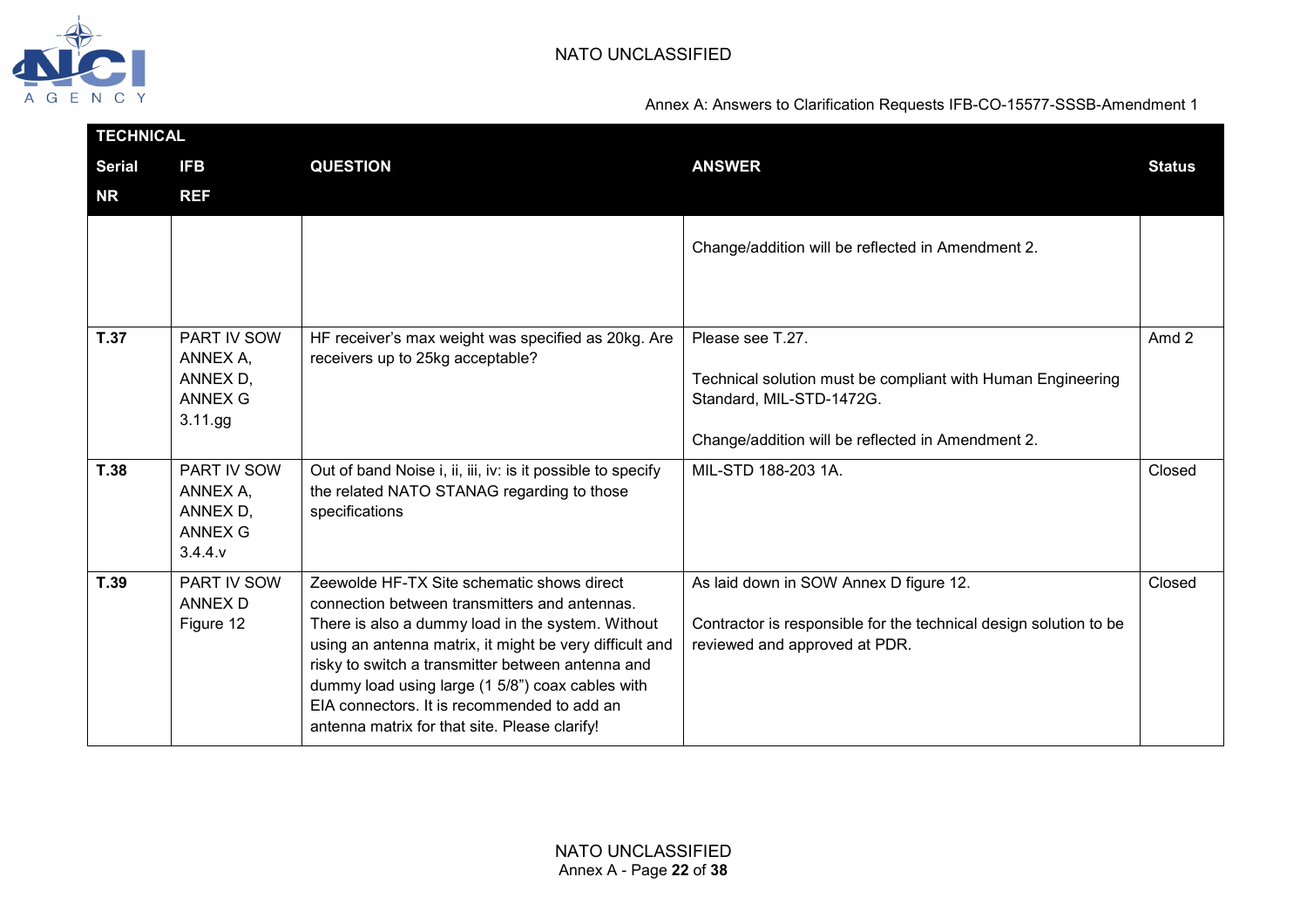| TECHNICAL | | | | |
|---|---|---|---|---|
| **Serial NR** | **IFB REF** | **QUESTION** | **ANSWER** | **Status** |
| | | | Change/addition will be reflected in Amendment 2. | |
| **T.37** | PART IV SOW ANNEX A, ANNEX D, ANNEX G 3.11.gg | HF receiver's max weight was specified as 20kg. Are receivers up to 25kg acceptable? | Please see T.27.<br><br>Technical solution must be compliant with Human Engineering Standard, MIL-STD-1472G.<br><br>Change/addition will be reflected in Amendment 2. | Amd 2 |
| **T.38** | PART IV SOW ANNEX A, ANNEX D, ANNEX G 3.4.4.v | Out of band Noise i, ii, iii, iv: is it possible to specify the related NATO STANAG regarding to those specifications | MIL-STD 188-203 1A. | Closed |
| **T.39** | PART IV SOW ANNEX D Figure 12 | Zeewolde HF-TX Site schematic shows direct connection between transmitters and antennas. There is also a dummy load in the system. Without using an antenna matrix, it might be very difficult and risky to switch a transmitter between antenna and dummy load using large (1 5/8") coax cables with EIA connectors. It is recommended to add an antenna matrix for that site. Please clarify! | As laid down in SOW Annex D figure 12.<br><br>Contractor is responsible for the technical design solution to be reviewed and approved at PDR. | Closed |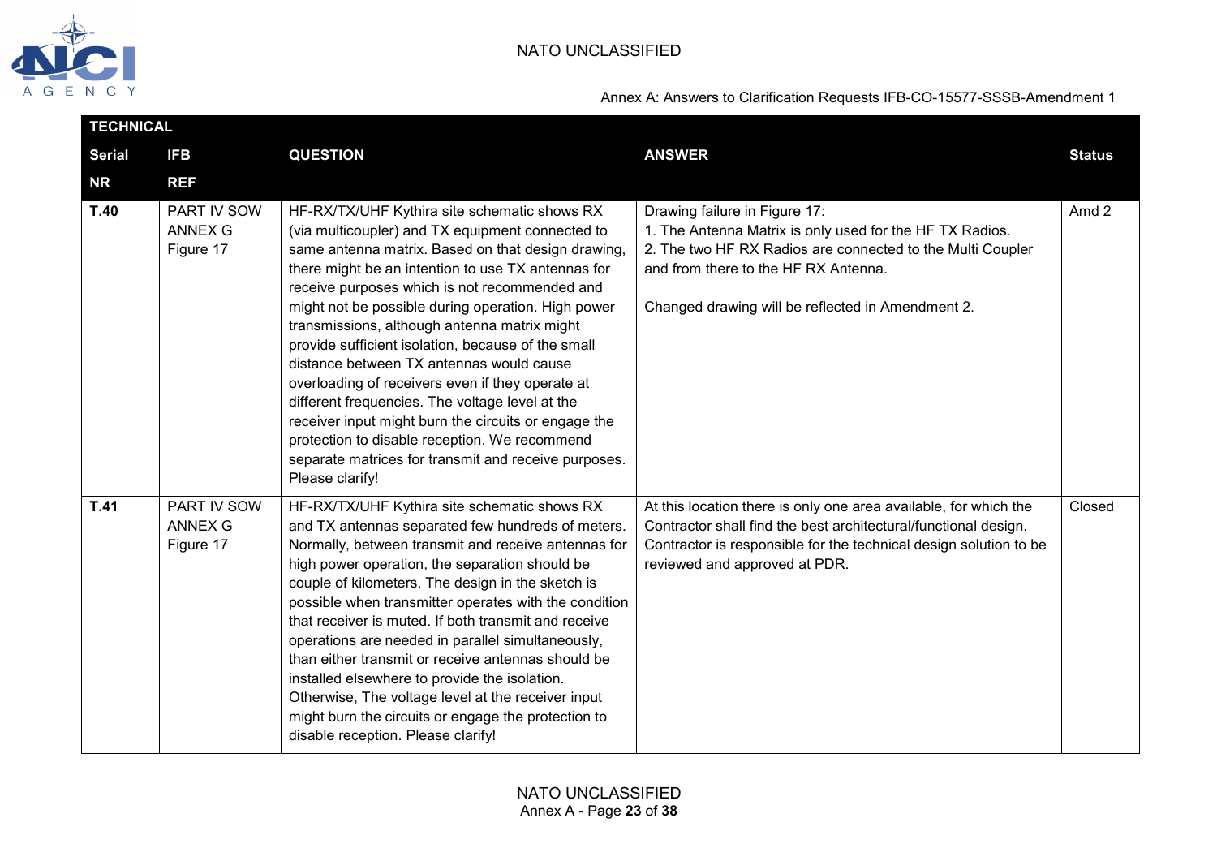| TECHNICAL | | | | |
|---|---|---|---|---|
| **Serial NR** | **IFB REF** | **QUESTION** | **ANSWER** | **Status** |
| **T.40** | PART IV SOW ANNEX G Figure 17 | HF-RX/TX/UHF Kythira site schematic shows RX (via multicoupler) and TX equipment connected to same antenna matrix. Based on that design drawing, there might be an intention to use TX antennas for receive purposes which is not recommended and might not be possible during operation. High power transmissions, although antenna matrix might provide sufficient isolation, because of the small distance between TX antennas would cause overloading of receivers even if they operate at different frequencies. The voltage level at the receiver input might burn the circuits or engage the protection to disable reception. We recommend separate matrices for transmit and receive purposes. Please clarify! | Drawing failure in Figure 17:<br>1. The Antenna Matrix is only used for the HF TX Radios.<br>2. The two HF RX Radios are connected to the Multi Coupler and from there to the HF RX Antenna.<br><br>Changed drawing will be reflected in Amendment 2. | Amd 2 |
| **T.41** | PART IV SOW ANNEX G Figure 17 | HF-RX/TX/UHF Kythira site schematic shows RX and TX antennas separated few hundreds of meters. Normally, between transmit and receive antennas for high power operation, the separation should be couple of kilometers. The design in the sketch is possible when transmitter operates with the condition that receiver is muted. If both transmit and receive operations are needed in parallel simultaneously, than either transmit or receive antennas should be installed elsewhere to provide the isolation. Otherwise, The voltage level at the receiver input might burn the circuits or engage the protection to disable reception. Please clarify! | At this location there is only one area available, for which the Contractor shall find the best architectural/functional design. Contractor is responsible for the technical design solution to be reviewed and approved at PDR. | Closed |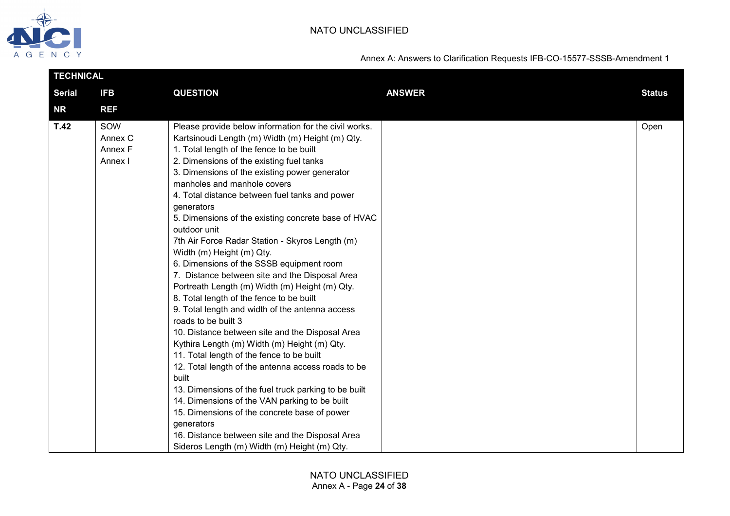| TECHNICAL | | | | |
|---|---|---|---|---|
| **Serial NR** | **IFB REF** | **QUESTION** | **ANSWER** | **Status** |
| **T.42** | SOW<br>Annex C<br>Annex F<br>Annex I | Please provide below information for the civil works.<br>Kartsinoudi Length (m) Width (m) Height (m) Qty.<br>1. Total length of the fence to be built<br>2. Dimensions of the existing fuel tanks<br>3. Dimensions of the existing power generator manholes and manhole covers<br>4. Total distance between fuel tanks and power generators<br>5. Dimensions of the existing concrete base of HVAC outdoor unit<br>7th Air Force Radar Station - Skyros Length (m) Width (m) Height (m) Qty.<br>6. Dimensions of the SSSB equipment room<br>7. Distance between site and the Disposal Area<br>Portreath Length (m) Width (m) Height (m) Qty.<br>8. Total length of the fence to be built<br>9. Total length and width of the antenna access roads to be built 3<br>10. Distance between site and the Disposal Area<br>Kythira Length (m) Width (m) Height (m) Qty.<br>11. Total length of the fence to be built<br>12. Total length of the antenna access roads to be built<br>13. Dimensions of the fuel truck parking to be built<br>14. Dimensions of the VAN parking to be built<br>15. Dimensions of the concrete base of power generators<br>16. Distance between site and the Disposal Area<br>Sideros Length (m) Width (m) Height (m) Qty. | | Open |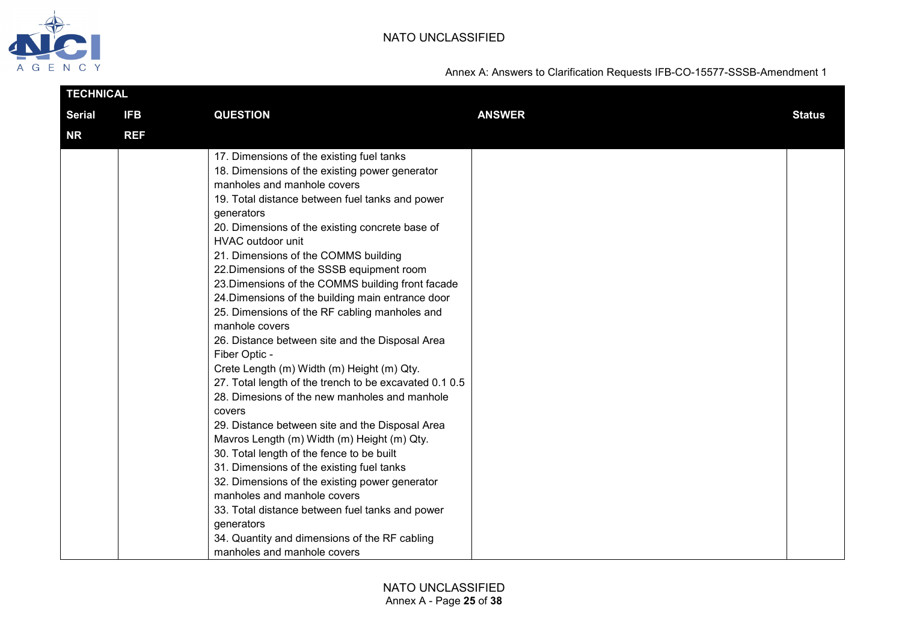| TECHNICAL | | | | |
|---|---|---|---|---|
| Serial NR | IFB REF | QUESTION | ANSWER | Status |
| | | 17. Dimensions of the existing fuel tanks<br>18. Dimensions of the existing power generator manholes and manhole covers<br>19. Total distance between fuel tanks and power generators<br>20. Dimensions of the existing concrete base of HVAC outdoor unit<br>21. Dimensions of the COMMS building<br>22.Dimensions of the SSSB equipment room<br>23.Dimensions of the COMMS building front facade<br>24.Dimensions of the building main entrance door<br>25. Dimensions of the RF cabling manholes and manhole covers<br>26. Distance between site and the Disposal Area Fiber Optic -<br>Crete Length (m) Width (m) Height (m) Qty.<br>27. Total length of the trench to be excavated 0.1 0.5<br>28. Dimesions of the new manholes and manhole covers<br>29. Distance between site and the Disposal Area Mavros Length (m) Width (m) Height (m) Qty.<br>30. Total length of the fence to be built<br>31. Dimensions of the existing fuel tanks<br>32. Dimensions of the existing power generator manholes and manhole covers<br>33. Total distance between fuel tanks and power generators<br>34. Quantity and dimensions of the RF cabling manholes and manhole covers | | |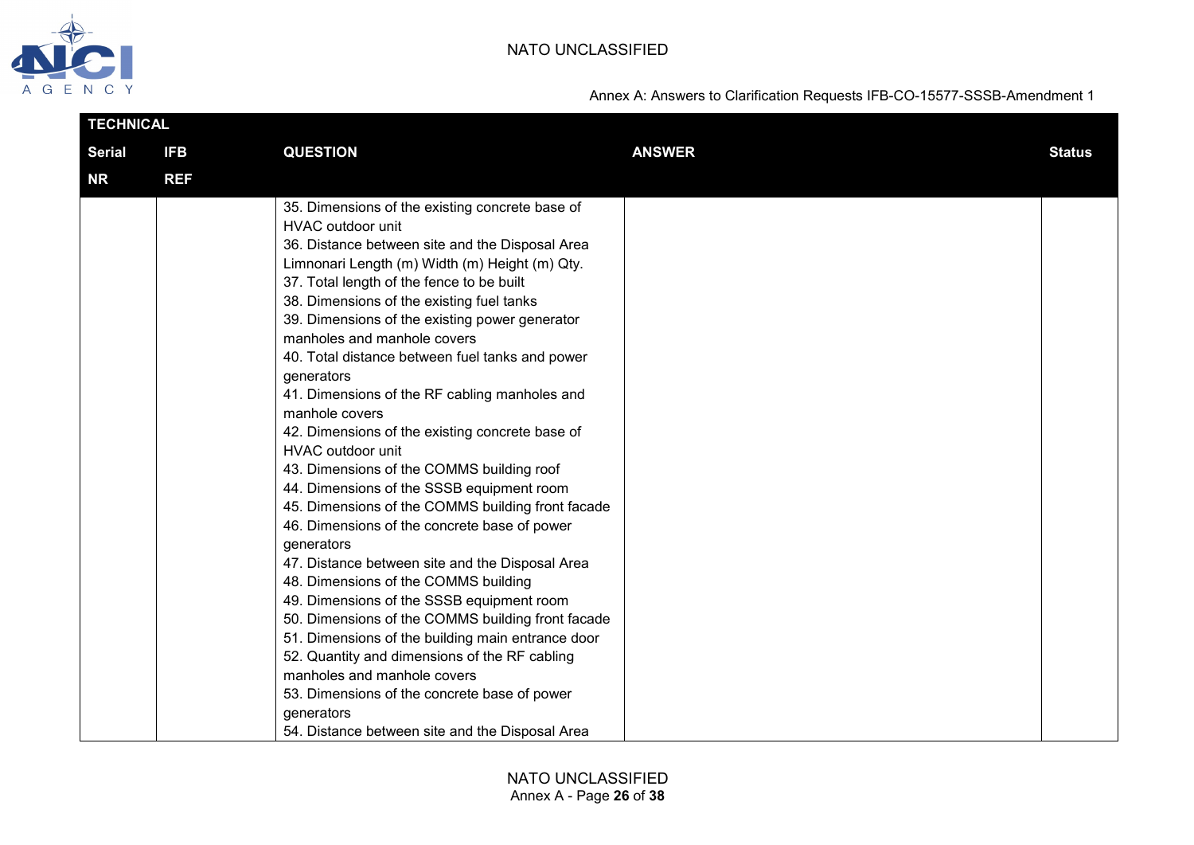| TECHNICAL | | | | |
|---|---|---|---|---|
| Serial NR | IFB REF | QUESTION | ANSWER | Status |
| | | 35. Dimensions of the existing concrete base of HVAC outdoor unit<br>36. Distance between site and the Disposal Area Limnonari Length (m) Width (m) Height (m) Qty.<br>37. Total length of the fence to be built<br>38. Dimensions of the existing fuel tanks<br>39. Dimensions of the existing power generator manholes and manhole covers<br>40. Total distance between fuel tanks and power generators<br>41. Dimensions of the RF cabling manholes and manhole covers<br>42. Dimensions of the existing concrete base of HVAC outdoor unit<br>43. Dimensions of the COMMS building roof<br>44. Dimensions of the SSSB equipment room<br>45. Dimensions of the COMMS building front facade<br>46. Dimensions of the concrete base of power generators<br>47. Distance between site and the Disposal Area<br>48. Dimensions of the COMMS building<br>49. Dimensions of the SSSB equipment room<br>50. Dimensions of the COMMS building front facade<br>51. Dimensions of the building main entrance door<br>52. Quantity and dimensions of the RF cabling manholes and manhole covers<br>53. Dimensions of the concrete base of power generators<br>54. Distance between site and the Disposal Area | | |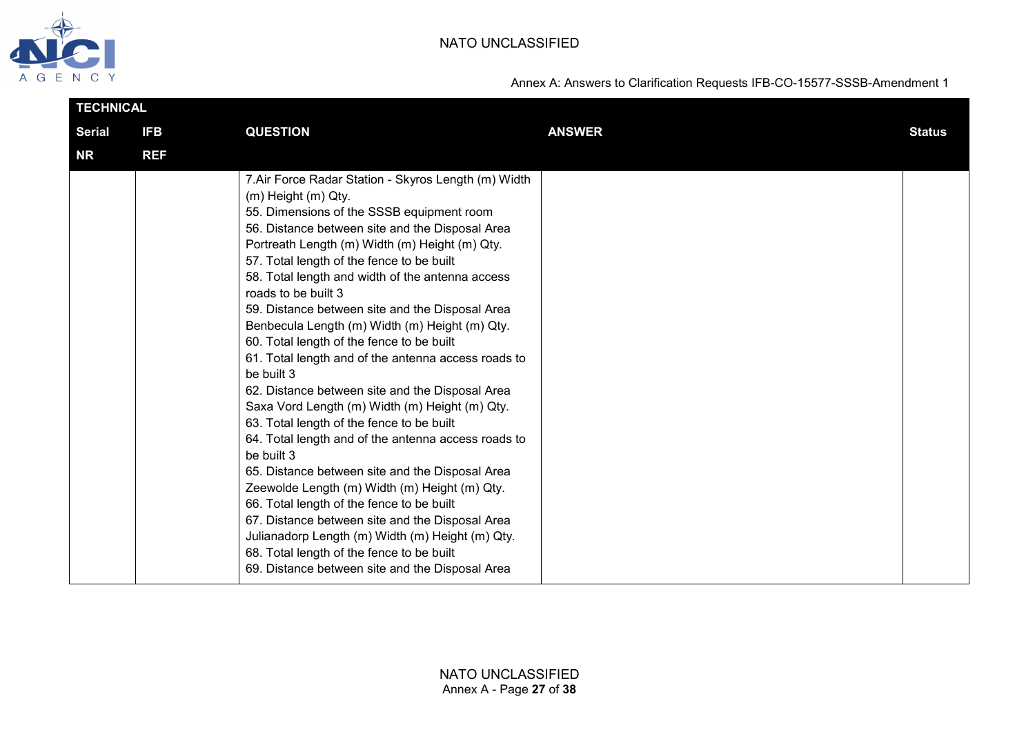| TECHNICAL | | | | |
|---|---|---|---|---|
| Serial NR | IFB REF | QUESTION | ANSWER | Status |
| | | 7.Air Force Radar Station - Skyros Length (m) Width (m) Height (m) Qty.<br>55. Dimensions of the SSSB equipment room<br>56. Distance between site and the Disposal Area<br>Portreath Length (m) Width (m) Height (m) Qty.<br>57. Total length of the fence to be built<br>58. Total length and width of the antenna access roads to be built 3<br>59. Distance between site and the Disposal Area<br>Benbecula Length (m) Width (m) Height (m) Qty.<br>60. Total length of the fence to be built<br>61. Total length and of the antenna access roads to be built 3<br>62. Distance between site and the Disposal Area<br>Saxa Vord Length (m) Width (m) Height (m) Qty.<br>63. Total length of the fence to be built<br>64. Total length and of the antenna access roads to be built 3<br>65. Distance between site and the Disposal Area<br>Zeewolde Length (m) Width (m) Height (m) Qty.<br>66. Total length of the fence to be built<br>67. Distance between site and the Disposal Area<br>Julianadorp Length (m) Width (m) Height (m) Qty.<br>68. Total length of the fence to be built<br>69. Distance between site and the Disposal Area | | |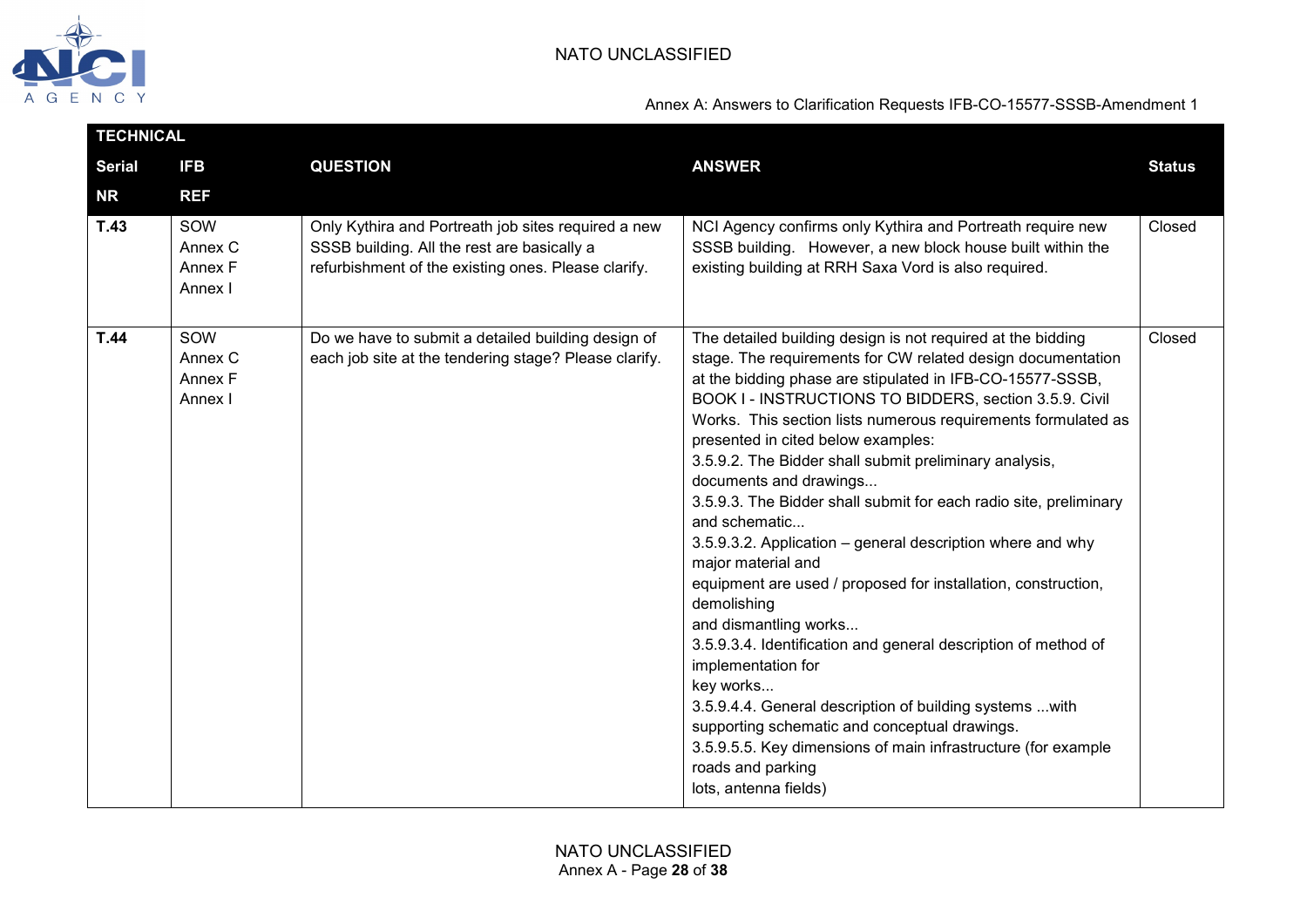| TECHNICAL | | | | |
|---|---|---|---|---|
| **Serial NR** | **IFB REF** | **QUESTION** | **ANSWER** | **Status** |
| **T.43** | SOW Annex C Annex F Annex I | Only Kythira and Portreath job sites required a new SSSB building. All the rest are basically a refurbishment of the existing ones. Please clarify. | NCI Agency confirms only Kythira and Portreath require new SSSB building. However, a new block house built within the existing building at RRH Saxa Vord is also required. | Closed |
| **T.44** | SOW Annex C Annex F Annex I | Do we have to submit a detailed building design of each job site at the tendering stage? Please clarify. | The detailed building design is not required at the bidding stage. The requirements for CW related design documentation at the bidding phase are stipulated in IFB-CO-15577-SSSB, BOOK I - INSTRUCTIONS TO BIDDERS, section 3.5.9. Civil Works. This section lists numerous requirements formulated as presented in cited below examples:<br>3.5.9.2. The Bidder shall submit preliminary analysis, documents and drawings...<br>3.5.9.3. The Bidder shall submit for each radio site, preliminary and schematic...<br>3.5.9.3.2. Application – general description where and why major material and equipment are used / proposed for installation, construction, demolishing and dismantling works...<br>3.5.9.3.4. Identification and general description of method of implementation for key works...<br>3.5.9.4.4. General description of building systems ...with supporting schematic and conceptual drawings.<br>3.5.9.5.5. Key dimensions of main infrastructure (for example roads and parking lots, antenna fields) | Closed |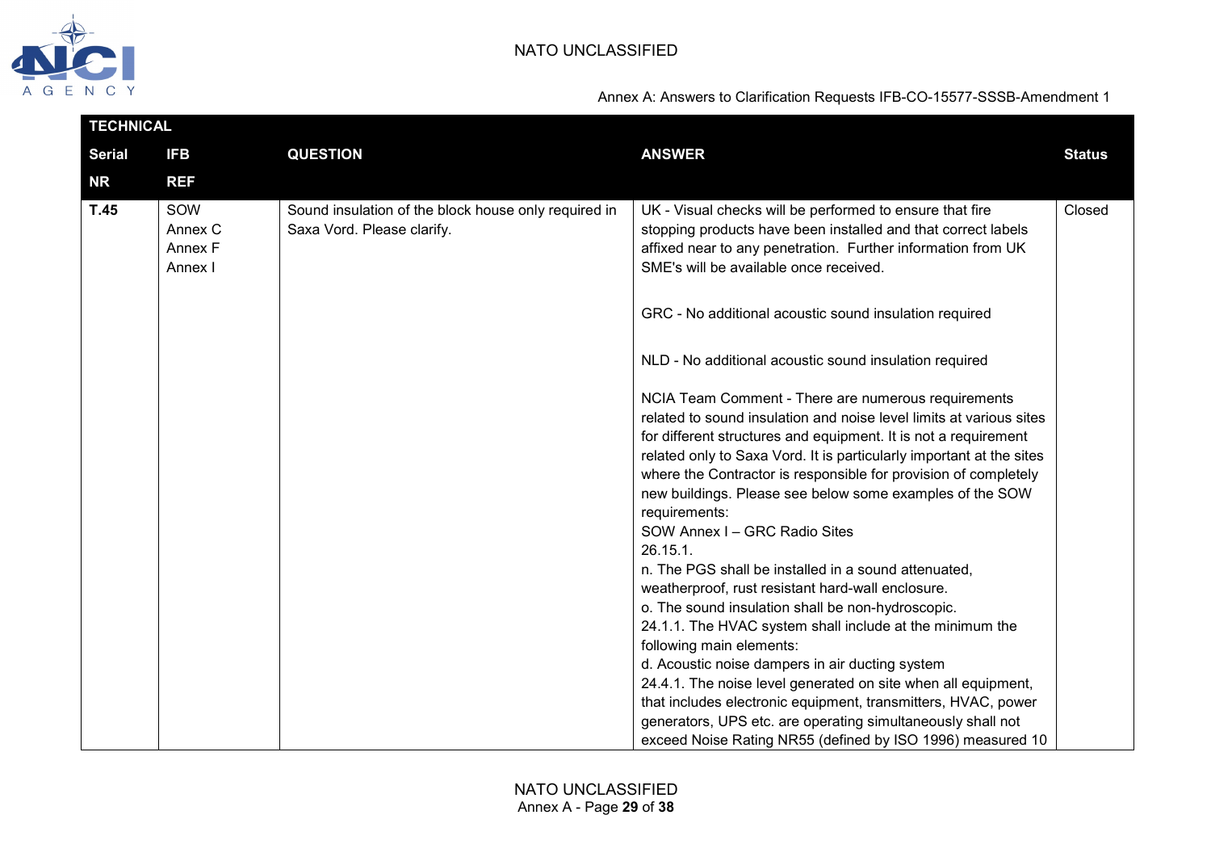| TECHNICAL | | | | |
|---|---|---|---|---|
| **Serial NR** | **IFB REF** | **QUESTION** | **ANSWER** | **Status** |
| **T.45** | SOW<br>Annex C<br>Annex F<br>Annex I | Sound insulation of the block house only required in Saxa Vord. Please clarify. | UK - Visual checks will be performed to ensure that fire stopping products have been installed and that correct labels affixed near to any penetration. Further information from UK SME's will be available once received.<br><br>GRC - No additional acoustic sound insulation required<br><br>NLD - No additional acoustic sound insulation required<br><br>NCIA Team Comment - There are numerous requirements related to sound insulation and noise level limits at various sites for different structures and equipment. It is not a requirement related only to Saxa Vord. It is particularly important at the sites where the Contractor is responsible for provision of completely new buildings. Please see below some examples of the SOW requirements:<br>SOW Annex I – GRC Radio Sites<br>26.15.1.<br>n. The PGS shall be installed in a sound attenuated, weatherproof, rust resistant hard-wall enclosure.<br>o. The sound insulation shall be non-hydroscopic.<br>24.1.1. The HVAC system shall include at the minimum the following main elements:<br>d. Acoustic noise dampers in air ducting system<br>24.4.1. The noise level generated on site when all equipment, that includes electronic equipment, transmitters, HVAC, power generators, UPS etc. are operating simultaneously shall not exceed Noise Rating NR55 (defined by ISO 1996) measured 10 | Closed |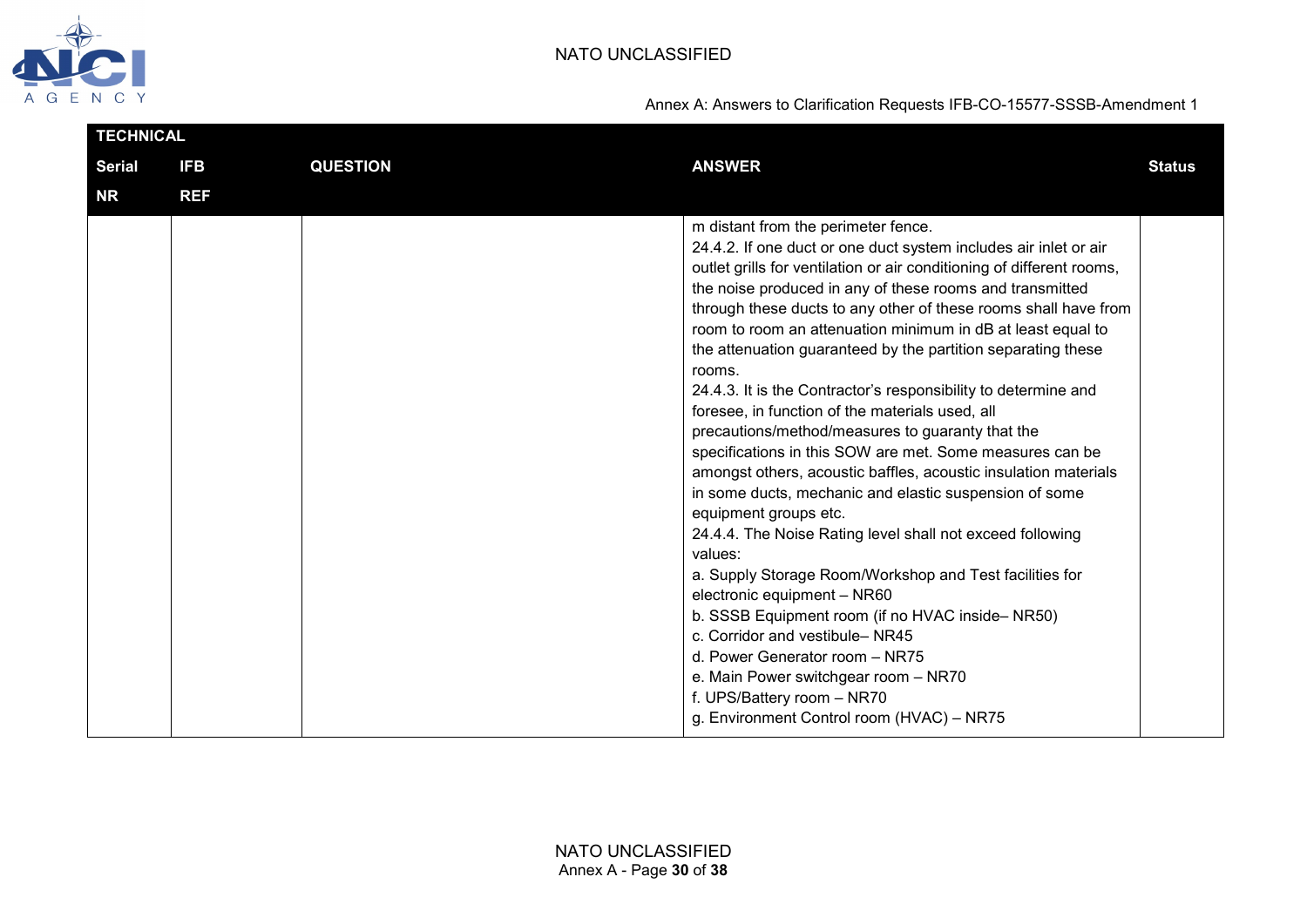| TECHNICAL | | | | |
|---|---|---|---|---|
| Serial NR | IFB REF | QUESTION | ANSWER | Status |
| | | | m distant from the perimeter fence.<br>24.4.2. If one duct or one duct system includes air inlet or air outlet grills for ventilation or air conditioning of different rooms, the noise produced in any of these rooms and transmitted through these ducts to any other of these rooms shall have from room to room an attenuation minimum in dB at least equal to the attenuation guaranteed by the partition separating these rooms.<br>24.4.3. It is the Contractor's responsibility to determine and foresee, in function of the materials used, all precautions/method/measures to guaranty that the specifications in this SOW are met. Some measures can be amongst others, acoustic baffles, acoustic insulation materials in some ducts, mechanic and elastic suspension of some equipment groups etc.<br>24.4.4. The Noise Rating level shall not exceed following values:<br>a. Supply Storage Room/Workshop and Test facilities for electronic equipment – NR60<br>b. SSSB Equipment room (if no HVAC inside– NR50)<br>c. Corridor and vestibule– NR45<br>d. Power Generator room – NR75<br>e. Main Power switchgear room – NR70<br>f. UPS/Battery room – NR70<br>g. Environment Control room (HVAC) – NR75 | |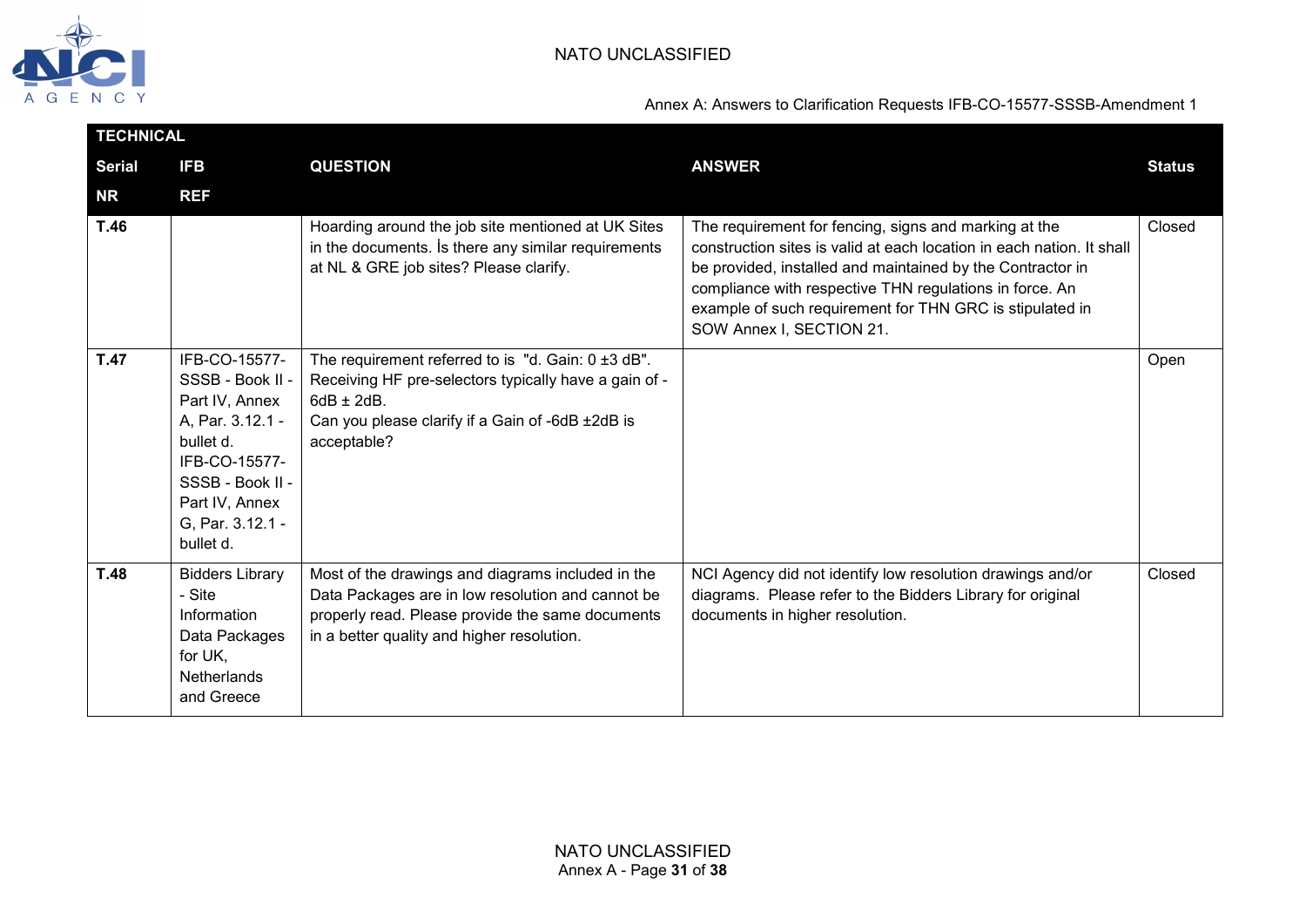Annex A: Answers to Clarification Requests IFB-CO-15577-SSSB-Amendment 1

| TECHNICAL | | | | |
|---|---|---|---|---|
| **Serial NR** | **IFB REF** | **QUESTION** | **ANSWER** | **Status** |
| **T.46** | | Hoarding around the job site mentioned at UK Sites in the documents. İs there any similar requirements at NL & GRE job sites? Please clarify. | The requirement for fencing, signs and marking at the construction sites is valid at each location in each nation. It shall be provided, installed and maintained by the Contractor in compliance with respective THN regulations in force. An example of such requirement for THN GRC is stipulated in SOW Annex I, SECTION 21. | Closed |
| **T.47** | IFB-CO-15577-SSSB - Book II - Part IV, Annex A, Par. 3.12.1 - bullet d. IFB-CO-15577-SSSB - Book II - Part IV, Annex G, Par. 3.12.1 - bullet d. | The requirement referred to is "d. Gain: 0 ±3 dB". Receiving HF pre-selectors typically have a gain of -6dB ± 2dB. Can you please clarify if a Gain of -6dB ±2dB is acceptable? | | Open |
| **T.48** | Bidders Library - Site Information Data Packages for UK, Netherlands and Greece | Most of the drawings and diagrams included in the Data Packages are in low resolution and cannot be properly read. Please provide the same documents in a better quality and higher resolution. | NCI Agency did not identify low resolution drawings and/or diagrams. Please refer to the Bidders Library for original documents in higher resolution. | Closed |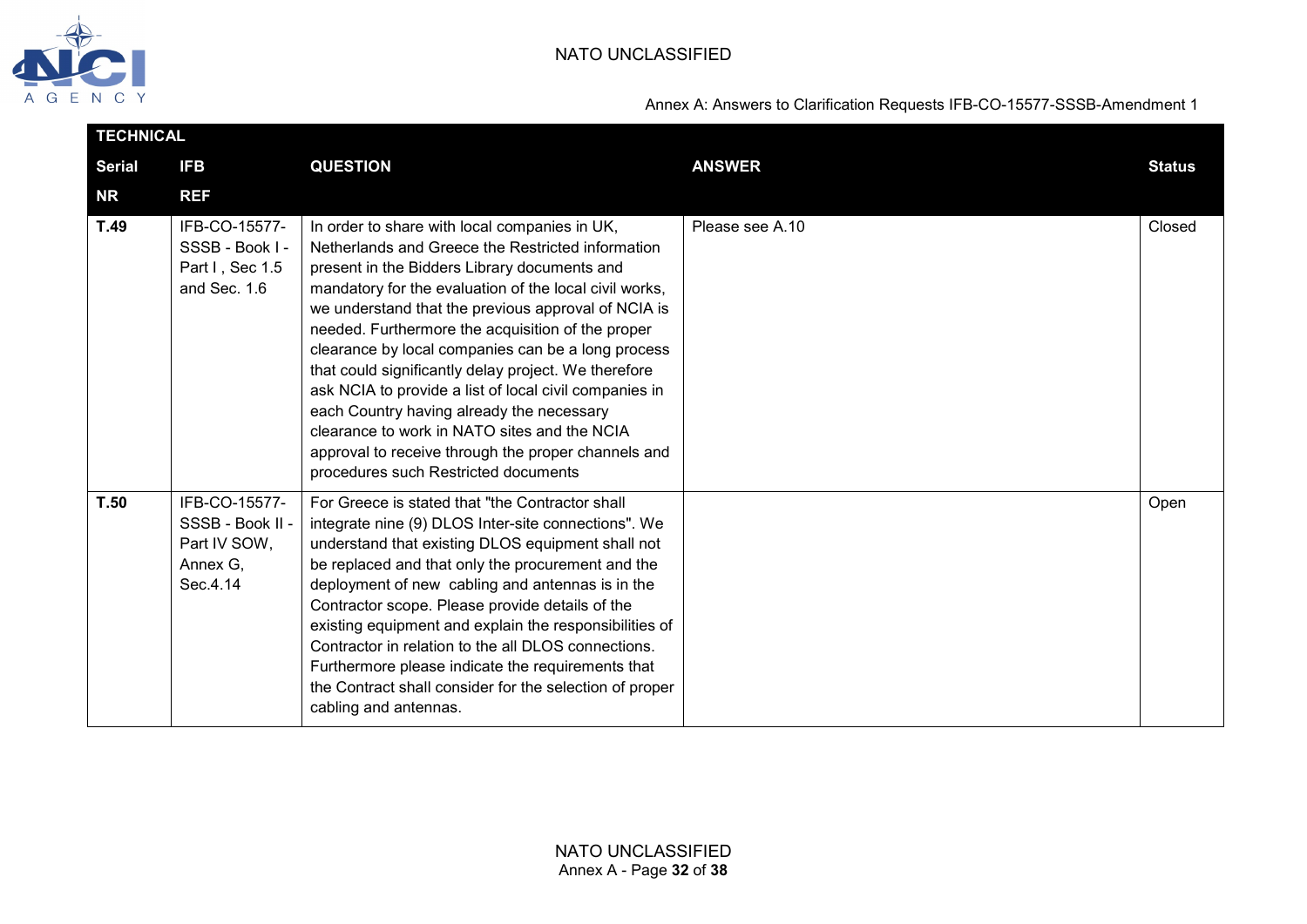| TECHNICAL | | | | |
|---|---|---|---|---|
| **Serial NR** | **IFB REF** | **QUESTION** | **ANSWER** | **Status** |
| **T.49** | IFB-CO-15577-SSSB - Book I - Part I , Sec 1.5 and Sec. 1.6 | In order to share with local companies in UK, Netherlands and Greece the Restricted information present in the Bidders Library documents and mandatory for the evaluation of the local civil works, we understand that the previous approval of NCIA is needed. Furthermore the acquisition of the proper clearance by local companies can be a long process that could significantly delay project. We therefore ask NCIA to provide a list of local civil companies in each Country having already the necessary clearance to work in NATO sites and the NCIA approval to receive through the proper channels and procedures such Restricted documents | Please see A.10 | Closed |
| **T.50** | IFB-CO-15577-SSSB - Book II - Part IV SOW, Annex G, Sec.4.14 | For Greece is stated that "the Contractor shall integrate nine (9) DLOS Inter-site connections". We understand that existing DLOS equipment shall not be replaced and that only the procurement and the deployment of new cabling and antennas is in the Contractor scope. Please provide details of the existing equipment and explain the responsibilities of Contractor in relation to the all DLOS connections. Furthermore please indicate the requirements that the Contract shall consider for the selection of proper cabling and antennas. | | Open |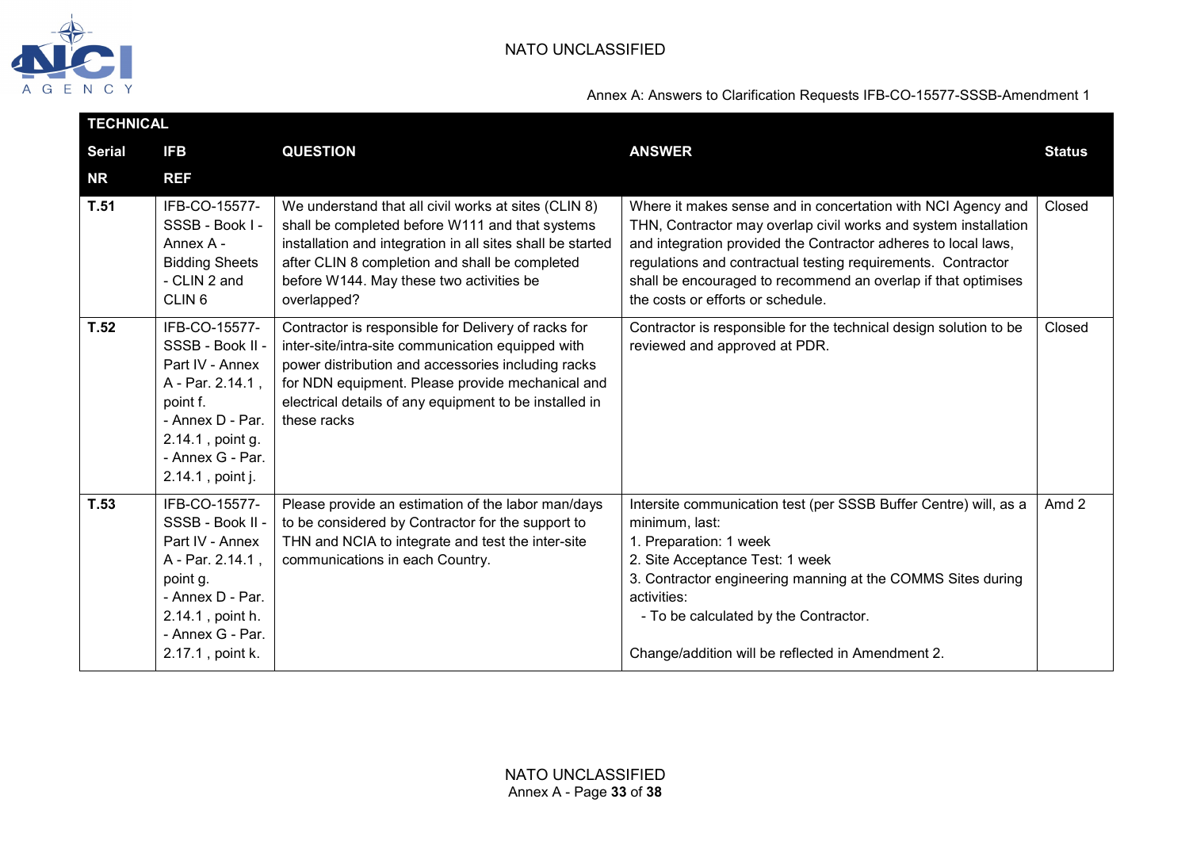| TECHNICAL | | | | |
|---|---|---|---|---|
| **Serial NR** | **IFB REF** | **QUESTION** | **ANSWER** | **Status** |
| **T.51** | IFB-CO-15577-SSSB - Book I - Annex A - Bidding Sheets - CLIN 2 and CLIN 6 | We understand that all civil works at sites (CLIN 8) shall be completed before W111 and that systems installation and integration in all sites shall be started after CLIN 8 completion and shall be completed before W144. May these two activities be overlapped? | Where it makes sense and in concertation with NCI Agency and THN, Contractor may overlap civil works and system installation and integration provided the Contractor adheres to local laws, regulations and contractual testing requirements. Contractor shall be encouraged to recommend an overlap if that optimises the costs or efforts or schedule. | Closed |
| **T.52** | IFB-CO-15577-SSSB - Book II - Part IV - Annex A - Par. 2.14.1 , point f. - Annex D - Par. 2.14.1 , point g. - Annex G - Par. 2.14.1 , point j. | Contractor is responsible for Delivery of racks for inter-site/intra-site communication equipped with power distribution and accessories including racks for NDN equipment. Please provide mechanical and electrical details of any equipment to be installed in these racks | Contractor is responsible for the technical design solution to be reviewed and approved at PDR. | Closed |
| **T.53** | IFB-CO-15577-SSSB - Book II - Part IV - Annex A - Par. 2.14.1 , point g. - Annex D - Par. 2.14.1 , point h. - Annex G - Par. 2.17.1 , point k. | Please provide an estimation of the labor man/days to be considered by Contractor for the support to THN and NCIA to integrate and test the inter-site communications in each Country. | Intersite communication test (per SSSB Buffer Centre) will, as a minimum, last:<br>1. Preparation: 1 week<br>2. Site Acceptance Test: 1 week<br>3. Contractor engineering manning at the COMMS Sites during activities:<br>- To be calculated by the Contractor.<br><br>Change/addition will be reflected in Amendment 2. | Amd 2 |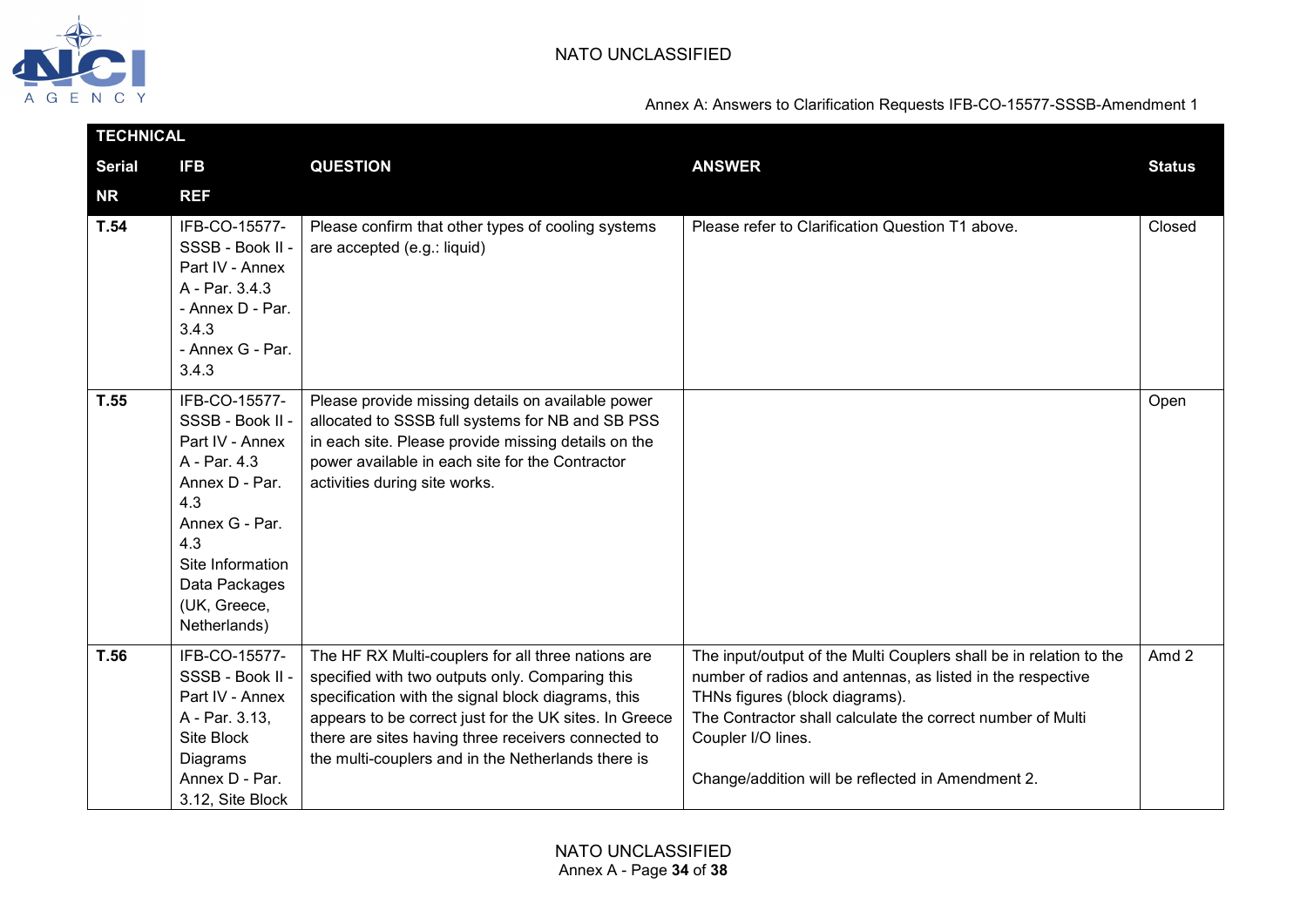| TECHNICAL | | | | |
|---|---|---|---|---|
| **Serial NR** | **IFB REF** | **QUESTION** | **ANSWER** | **Status** |
| **T.54** | IFB-CO-15577-SSSB - Book II - Part IV - Annex A - Par. 3.4.3 - Annex D - Par. 3.4.3 - Annex G - Par. 3.4.3 | Please confirm that other types of cooling systems are accepted (e.g.: liquid) | Please refer to Clarification Question T1 above. | Closed |
| **T.55** | IFB-CO-15577-SSSB - Book II - Part IV - Annex A - Par. 4.3 Annex D - Par. 4.3 Annex G - Par. 4.3 Site Information Data Packages (UK, Greece, Netherlands) | Please provide missing details on available power allocated to SSSB full systems for NB and SB PSS in each site. Please provide missing details on the power available in each site for the Contractor activities during site works. | | Open |
| **T.56** | IFB-CO-15577-SSSB - Book II - Part IV - Annex A - Par. 3.13, Site Block Diagrams Annex D - Par. 3.12, Site Block | The HF RX Multi-couplers for all three nations are specified with two outputs only. Comparing this specification with the signal block diagrams, this appears to be correct just for the UK sites. In Greece there are sites having three receivers connected to the multi-couplers and in the Netherlands there is | The input/output of the Multi Couplers shall be in relation to the number of radios and antennas, as listed in the respective THNs figures (block diagrams).<br>The Contractor shall calculate the correct number of Multi Coupler I/O lines.<br><br>Change/addition will be reflected in Amendment 2. | Amd 2 |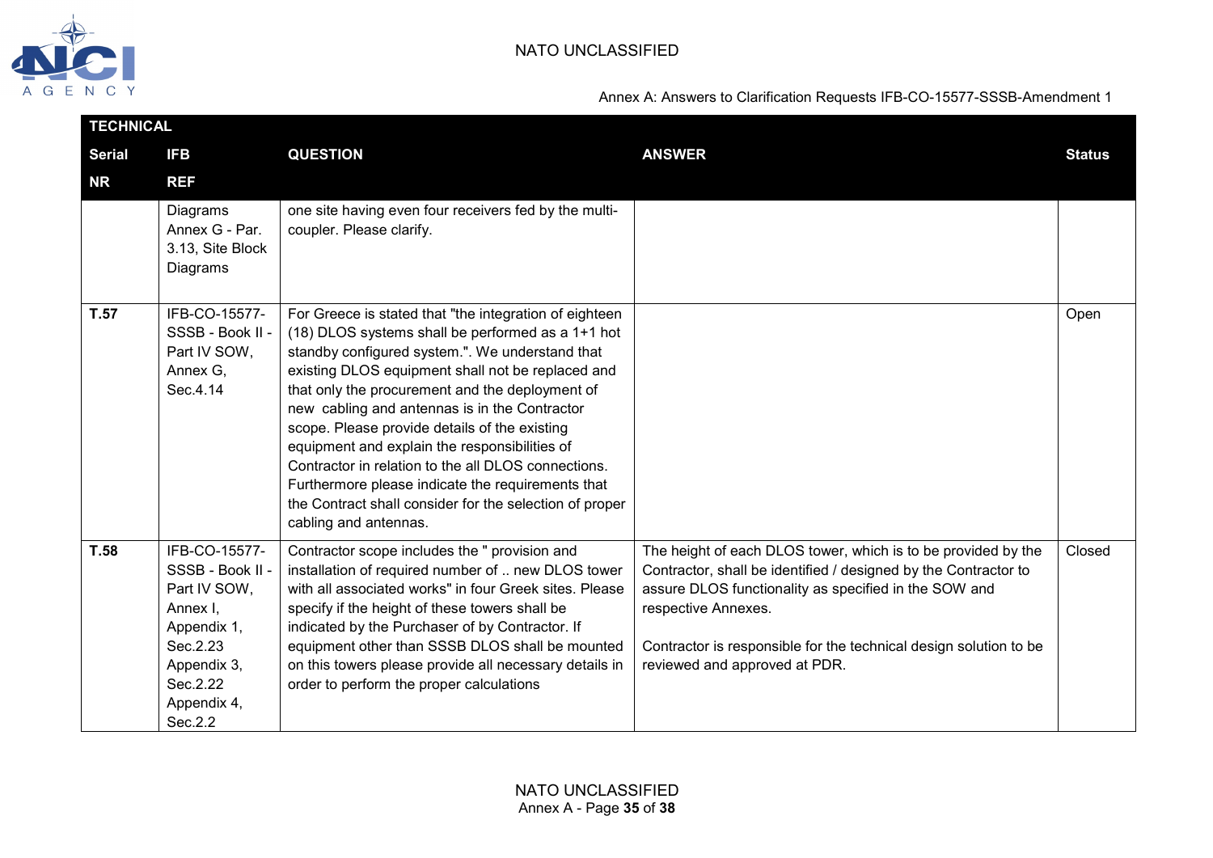| TECHNICAL | | | | |
|---|---|---|---|---|
| **Serial NR** | **IFB REF** | **QUESTION** | **ANSWER** | **Status** |
| | Diagrams Annex G - Par. 3.13, Site Block Diagrams | one site having even four receivers fed by the multi-coupler. Please clarify. | | |
| **T.57** | IFB-CO-15577-SSSB - Book II - Part IV SOW, Annex G, Sec.4.14 | For Greece is stated that "the integration of eighteen (18) DLOS systems shall be performed as a 1+1 hot standby configured system.". We understand that existing DLOS equipment shall not be replaced and that only the procurement and the deployment of new cabling and antennas is in the Contractor scope. Please provide details of the existing equipment and explain the responsibilities of Contractor in relation to the all DLOS connections. Furthermore please indicate the requirements that the Contract shall consider for the selection of proper cabling and antennas. | | Open |
| **T.58** | IFB-CO-15577-SSSB - Book II - Part IV SOW, Annex I, Appendix 1, Sec.2.23 Appendix 3, Sec.2.22 Appendix 4, Sec.2.2 | Contractor scope includes the " provision and installation of required number of .. new DLOS tower with all associated works" in four Greek sites. Please specify if the height of these towers shall be indicated by the Purchaser of by Contractor. If equipment other than SSSB DLOS shall be mounted on this towers please provide all necessary details in order to perform the proper calculations | The height of each DLOS tower, which is to be provided by the Contractor, shall be identified / designed by the Contractor to assure DLOS functionality as specified in the SOW and respective Annexes.<br><br>Contractor is responsible for the technical design solution to be reviewed and approved at PDR. | Closed |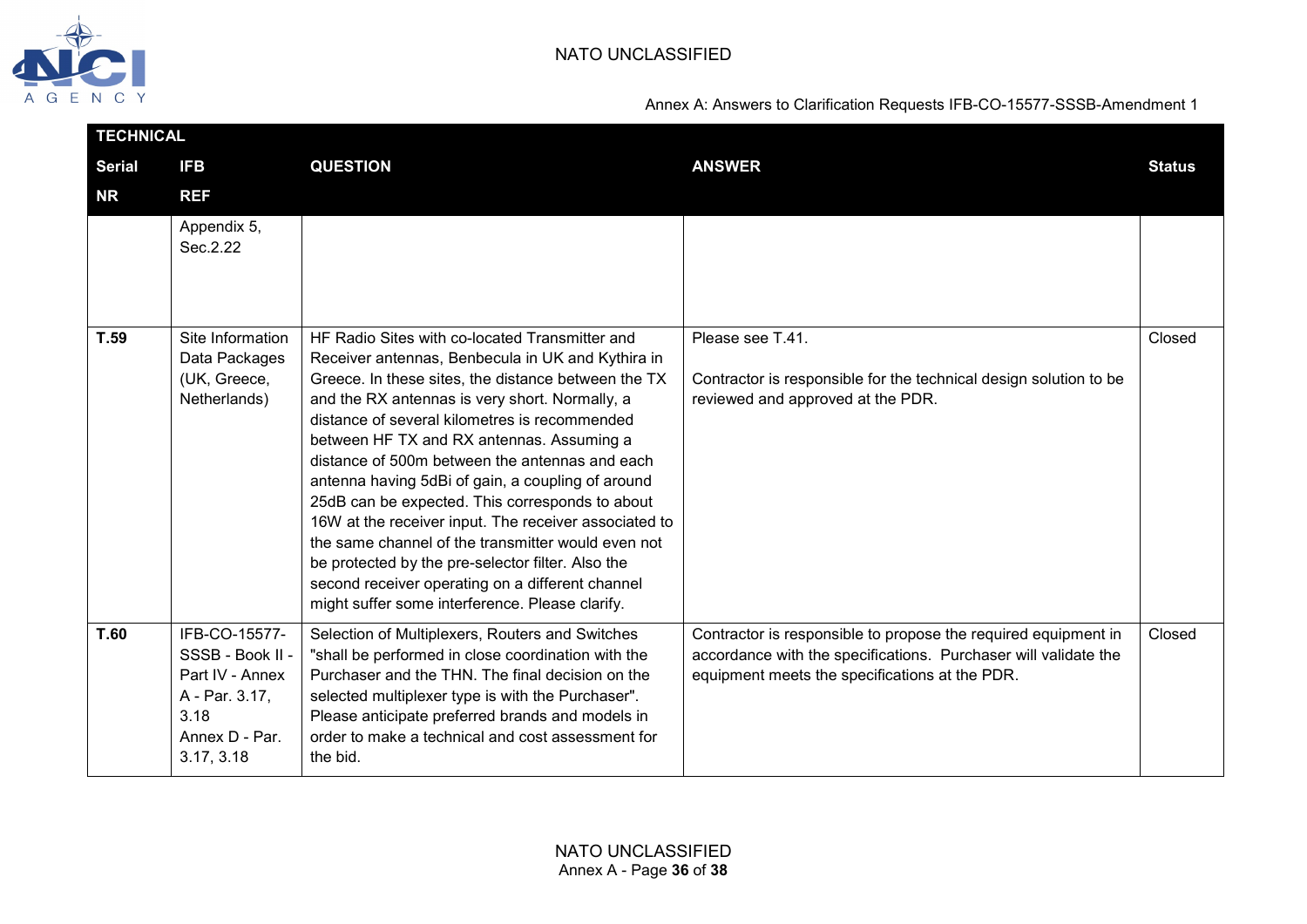| Serial NR | IFB REF | QUESTION | ANSWER | Status |
|---|---|---|---|---|
| | Appendix 5, Sec.2.22 | | | |
| **T.59** | Site Information Data Packages (UK, Greece, Netherlands) | HF Radio Sites with co-located Transmitter and Receiver antennas, Benbecula in UK and Kythira in Greece. In these sites, the distance between the TX and the RX antennas is very short. Normally, a distance of several kilometres is recommended between HF TX and RX antennas. Assuming a distance of 500m between the antennas and each antenna having 5dBi of gain, a coupling of around 25dB can be expected. This corresponds to about 16W at the receiver input. The receiver associated to the same channel of the transmitter would even not be protected by the pre-selector filter. Also the second receiver operating on a different channel might suffer some interference. Please clarify. | Please see T.41.<br><br>Contractor is responsible for the technical design solution to be reviewed and approved at the PDR. | Closed |
| **T.60** | IFB-CO-15577-SSSB - Book II - Part IV - Annex A - Par. 3.17, 3.18<br>Annex D - Par. 3.17, 3.18 | Selection of Multiplexers, Routers and Switches "shall be performed in close coordination with the Purchaser and the THN. The final decision on the selected multiplexer type is with the Purchaser". Please anticipate preferred brands and models in order to make a technical and cost assessment for the bid. | Contractor is responsible to propose the required equipment in accordance with the specifications. Purchaser will validate the equipment meets the specifications at the PDR. | Closed |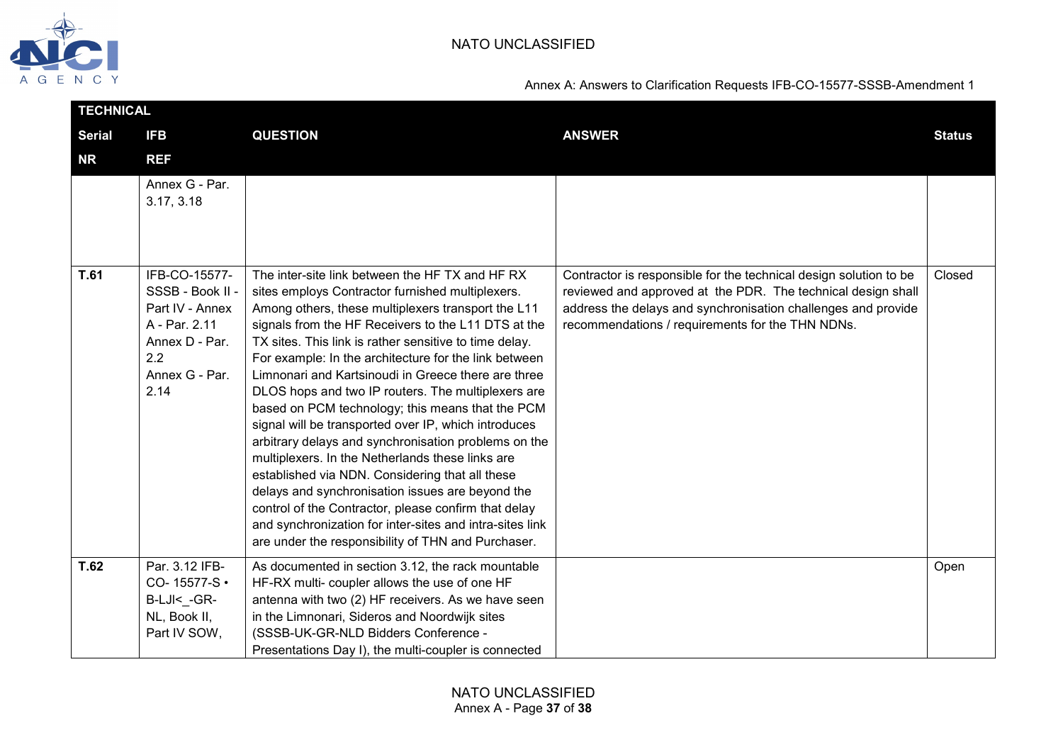| TECHNICAL | | | | |
|---|---|---|---|---|
| **Serial NR** | **IFB REF** | **QUESTION** | **ANSWER** | **Status** |
| | Annex G - Par. 3.17, 3.18 | | | |
| **T.61** | IFB-CO-15577-SSSB - Book II - Part IV - Annex A - Par. 2.11 Annex D - Par. 2.2 Annex G - Par. 2.14 | The inter-site link between the HF TX and HF RX sites employs Contractor furnished multiplexers. Among others, these multiplexers transport the L11 signals from the HF Receivers to the L11 DTS at the TX sites. This link is rather sensitive to time delay. For example: In the architecture for the link between Limnonari and Kartsinoudi in Greece there are three DLOS hops and two IP routers. The multiplexers are based on PCM technology; this means that the PCM signal will be transported over IP, which introduces arbitrary delays and synchronisation problems on the multiplexers. In the Netherlands these links are established via NDN. Considering that all these delays and synchronisation issues are beyond the control of the Contractor, please confirm that delay and synchronization for inter-sites and intra-sites link are under the responsibility of THN and Purchaser. | Contractor is responsible for the technical design solution to be reviewed and approved at the PDR. The technical design shall address the delays and synchronisation challenges and provide recommendations / requirements for the THN NDNs. | Closed |
| **T.62** | Par. 3.12 IFB-CO- 15577-S • B-LJI<_-GR-NL, Book II, Part IV SOW, | As documented in section 3.12, the rack mountable HF-RX multi- coupler allows the use of one HF antenna with two (2) HF receivers. As we have seen in the Limnonari, Sideros and Noordwijk sites (SSSB-UK-GR-NLD Bidders Conference - Presentations Day I), the multi-coupler is connected | | Open |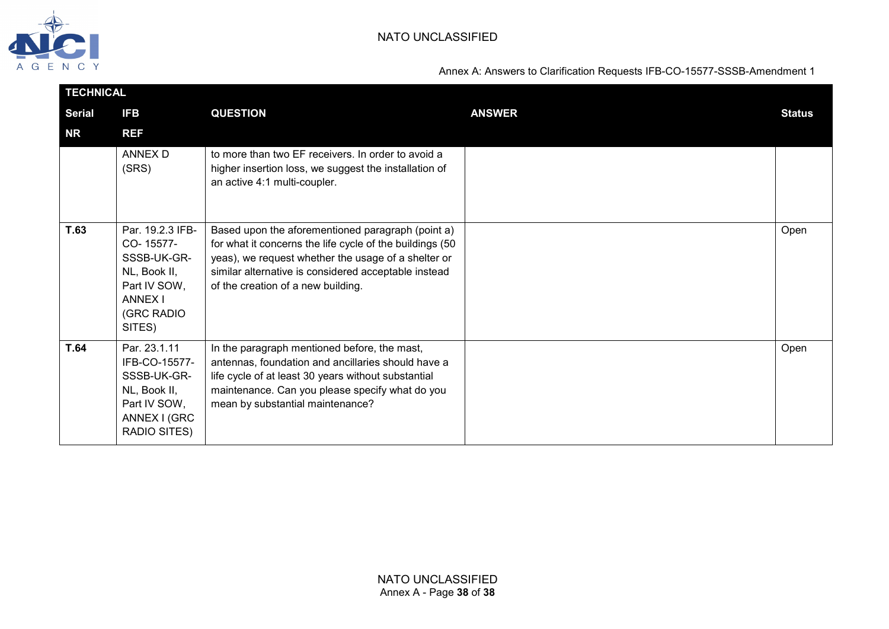| TECHNICAL | | | | |
|---|---|---|---|---|
| **Serial NR** | **IFB REF** | **QUESTION** | **ANSWER** | **Status** |
| | ANNEX D (SRS) | to more than two EF receivers. In order to avoid a higher insertion loss, we suggest the installation of an active 4:1 multi-coupler. | | |
| **T.63** | Par. 19.2.3 IFB-CO- 15577-SSSB-UK-GR-NL, Book II, Part IV SOW, ANNEX I (GRC RADIO SITES) | Based upon the aforementioned paragraph (point a) for what it concerns the life cycle of the buildings (50 yeas), we request whether the usage of a shelter or similar alternative is considered acceptable instead of the creation of a new building. | | Open |
| **T.64** | Par. 23.1.11 IFB-CO-15577-SSSB-UK-GR-NL, Book II, Part IV SOW, ANNEX I (GRC RADIO SITES) | In the paragraph mentioned before, the mast, antennas, foundation and ancillaries should have a life cycle of at least 30 years without substantial maintenance. Can you please specify what do you mean by substantial maintenance? | | Open |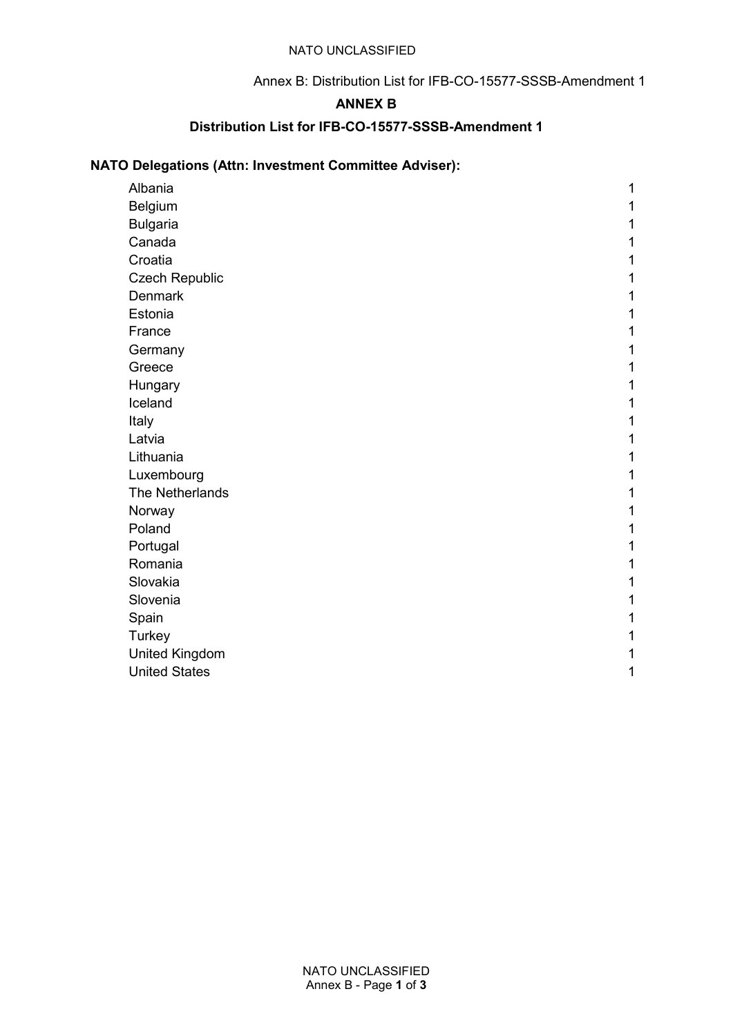# ANNEX B

## Distribution List for IFB-CO-15577-SSSB-Amendment 1

### NATO Delegations (Attn: Investment Committee Adviser):

| Country | |
|---|---|
| Albania | 1 |
| Belgium | 1 |
| Bulgaria | 1 |
| Canada | 1 |
| Croatia | 1 |
| Czech Republic | 1 |
| Denmark | 1 |
| Estonia | 1 |
| France | 1 |
| Germany | 1 |
| Greece | 1 |
| Hungary | 1 |
| Iceland | 1 |
| Italy | 1 |
| Latvia | 1 |
| Lithuania | 1 |
| Luxembourg | 1 |
| The Netherlands | 1 |
| Norway | 1 |
| Poland | 1 |
| Portugal | 1 |
| Romania | 1 |
| Slovakia | 1 |
| Slovenia | 1 |
| Spain | 1 |
| Turkey | 1 |
| United Kingdom | 1 |
| United States | 1 |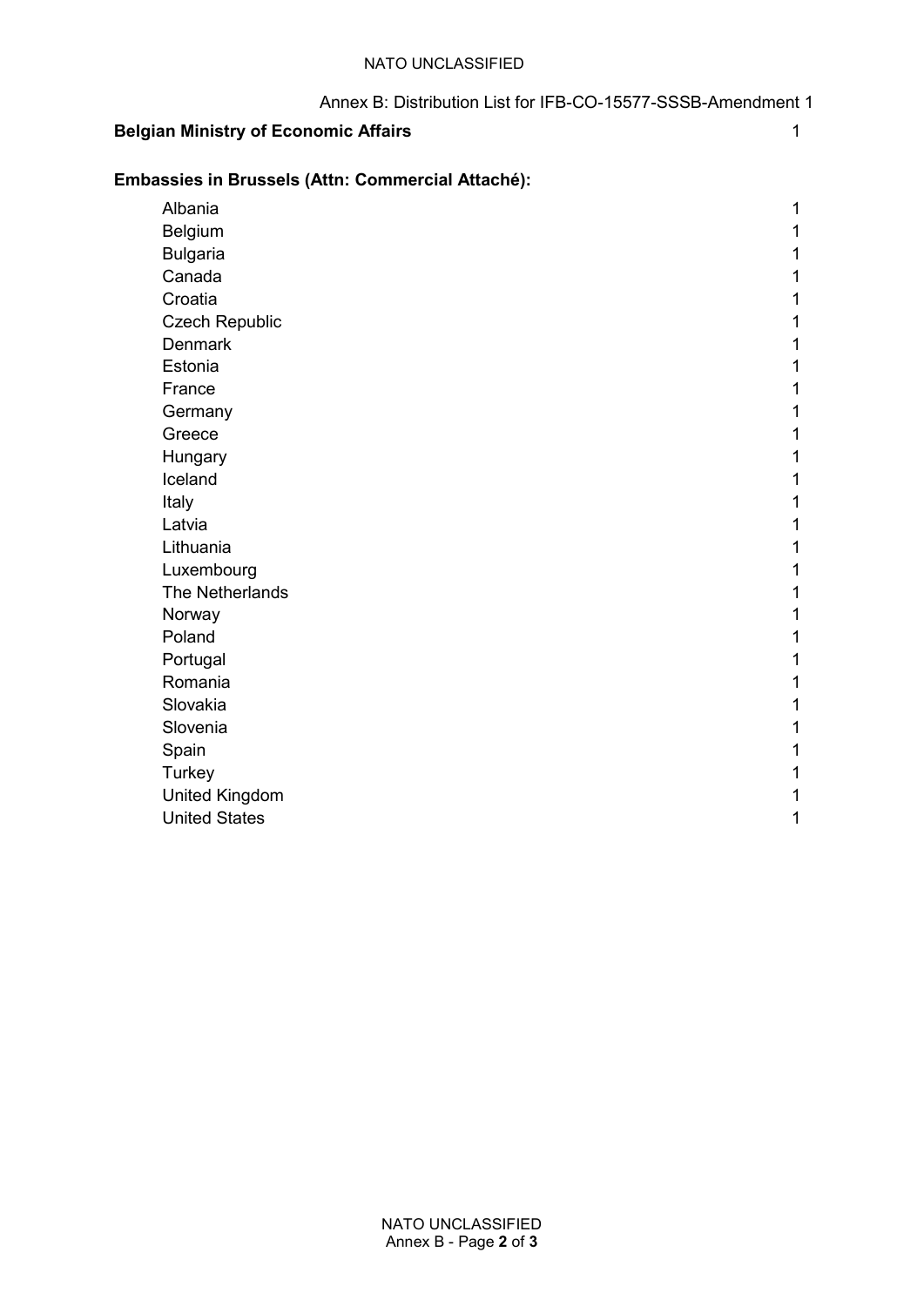Annex B: Distribution List for IFB-CO-15577-SSSB-Amendment 1

| **Belgian Ministry of Economic Affairs** | 1 |
|---|---|

**Embassies in Brussels (Attn: Commercial Attaché):**

| Country | |
|---|---|
| Albania | 1 |
| Belgium | 1 |
| Bulgaria | 1 |
| Canada | 1 |
| Croatia | 1 |
| Czech Republic | 1 |
| Denmark | 1 |
| Estonia | 1 |
| France | 1 |
| Germany | 1 |
| Greece | 1 |
| Hungary | 1 |
| Iceland | 1 |
| Italy | 1 |
| Latvia | 1 |
| Lithuania | 1 |
| Luxembourg | 1 |
| The Netherlands | 1 |
| Norway | 1 |
| Poland | 1 |
| Portugal | 1 |
| Romania | 1 |
| Slovakia | 1 |
| Slovenia | 1 |
| Spain | 1 |
| Turkey | 1 |
| United Kingdom | 1 |
| United States | 1 |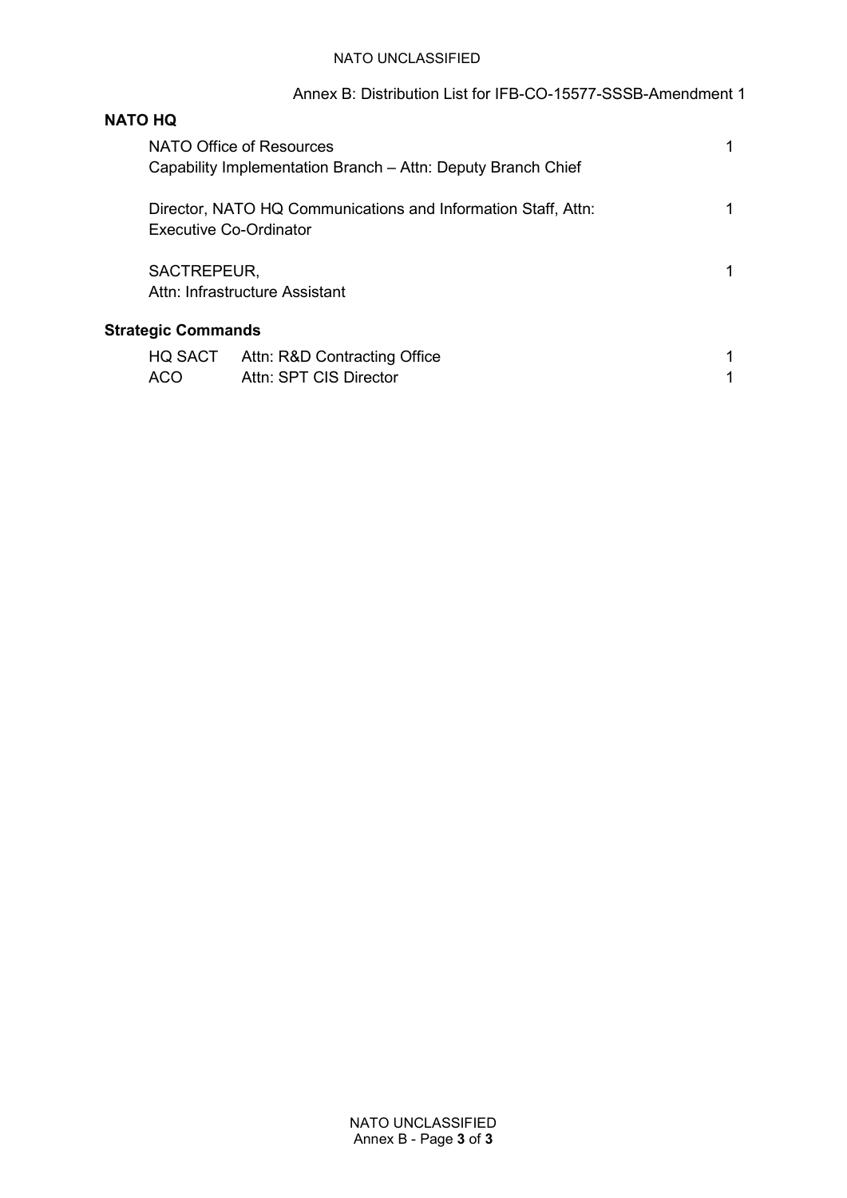Annex B: Distribution List for IFB-CO-15577-SSSB-Amendment 1

**NATO HQ**

| | |
|---|---|
| NATO Office of Resources<br>Capability Implementation Branch – Attn: Deputy Branch Chief | 1 |
| Director, NATO HQ Communications and Information Staff, Attn:<br>Executive Co-Ordinator | 1 |
| SACTREPEUR,<br>Attn: Infrastructure Assistant | 1 |

**Strategic Commands**

| | | |
|---|---|---|
| HQ SACT | Attn: R&D Contracting Office | 1 |
| ACO | Attn: SPT CIS Director | 1 |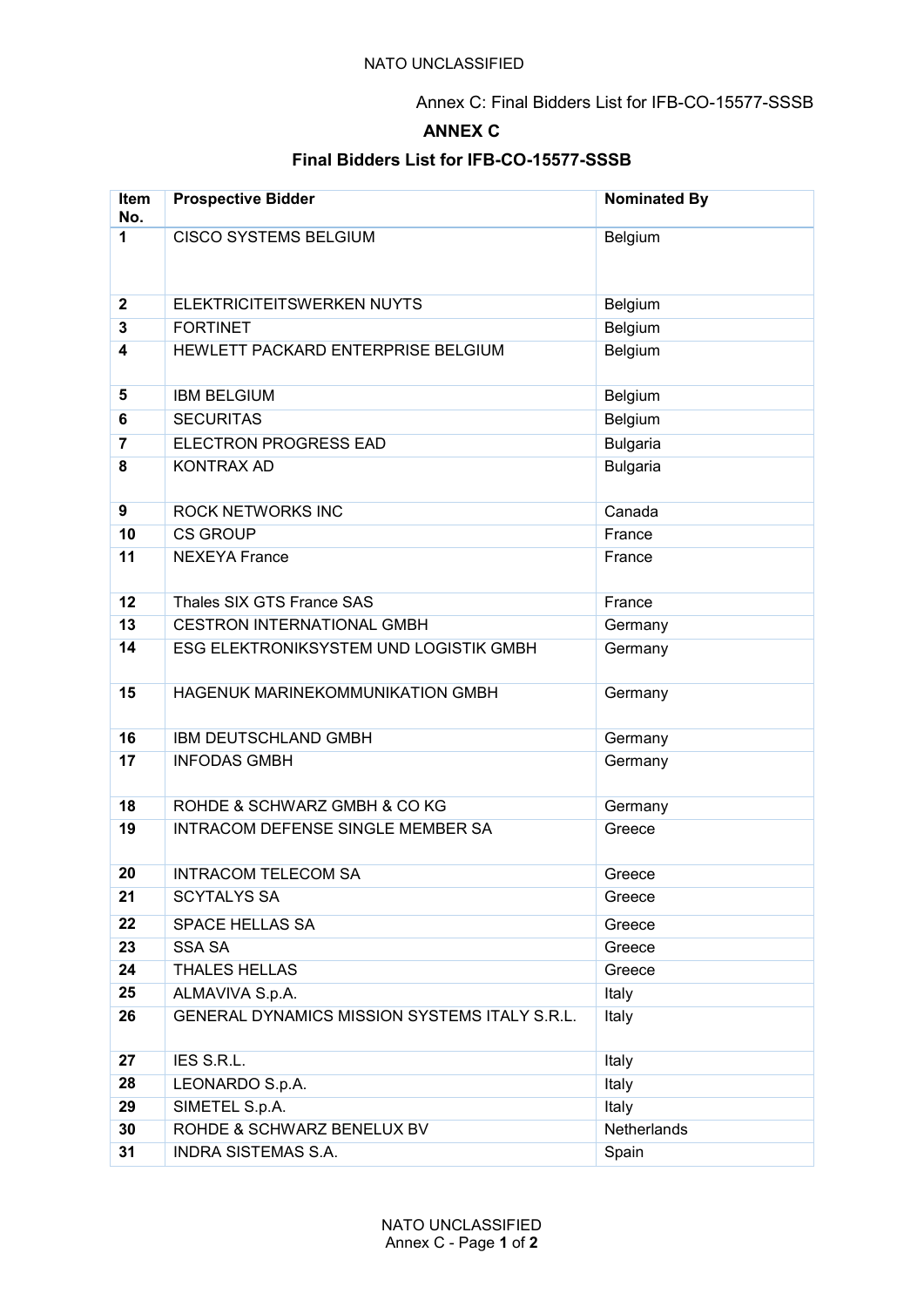Annex C: Final Bidders List for IFB-CO-15577-SSSB

# ANNEX C

## Final Bidders List for IFB-CO-15577-SSSB

| Item No. | Prospective Bidder | Nominated By |
|---|---|---|
| 1 | CISCO SYSTEMS BELGIUM | Belgium |
| 2 | ELEKTRICITEITSWERKEN NUYTS | Belgium |
| 3 | FORTINET | Belgium |
| 4 | HEWLETT PACKARD ENTERPRISE BELGIUM | Belgium |
| 5 | IBM BELGIUM | Belgium |
| 6 | SECURITAS | Belgium |
| 7 | ELECTRON PROGRESS EAD | Bulgaria |
| 8 | KONTRAX AD | Bulgaria |
| 9 | ROCK NETWORKS INC | Canada |
| 10 | CS GROUP | France |
| 11 | NEXEYA France | France |
| 12 | Thales SIX GTS France SAS | France |
| 13 | CESTRON INTERNATIONAL GMBH | Germany |
| 14 | ESG ELEKTRONIKSYSTEM UND LOGISTIK GMBH | Germany |
| 15 | HAGENUK MARINEKOMMUNIKATION GMBH | Germany |
| 16 | IBM DEUTSCHLAND GMBH | Germany |
| 17 | INFODAS GMBH | Germany |
| 18 | ROHDE & SCHWARZ GMBH & CO KG | Germany |
| 19 | INTRACOM DEFENSE SINGLE MEMBER SA | Greece |
| 20 | INTRACOM TELECOM SA | Greece |
| 21 | SCYTALYS SA | Greece |
| 22 | SPACE HELLAS SA | Greece |
| 23 | SSA SA | Greece |
| 24 | THALES HELLAS | Greece |
| 25 | ALMAVIVA S.p.A. | Italy |
| 26 | GENERAL DYNAMICS MISSION SYSTEMS ITALY S.R.L. | Italy |
| 27 | IES S.R.L. | Italy |
| 28 | LEONARDO S.p.A. | Italy |
| 29 | SIMETEL S.p.A. | Italy |
| 30 | ROHDE & SCHWARZ BENELUX BV | Netherlands |
| 31 | INDRA SISTEMAS S.A. | Spain |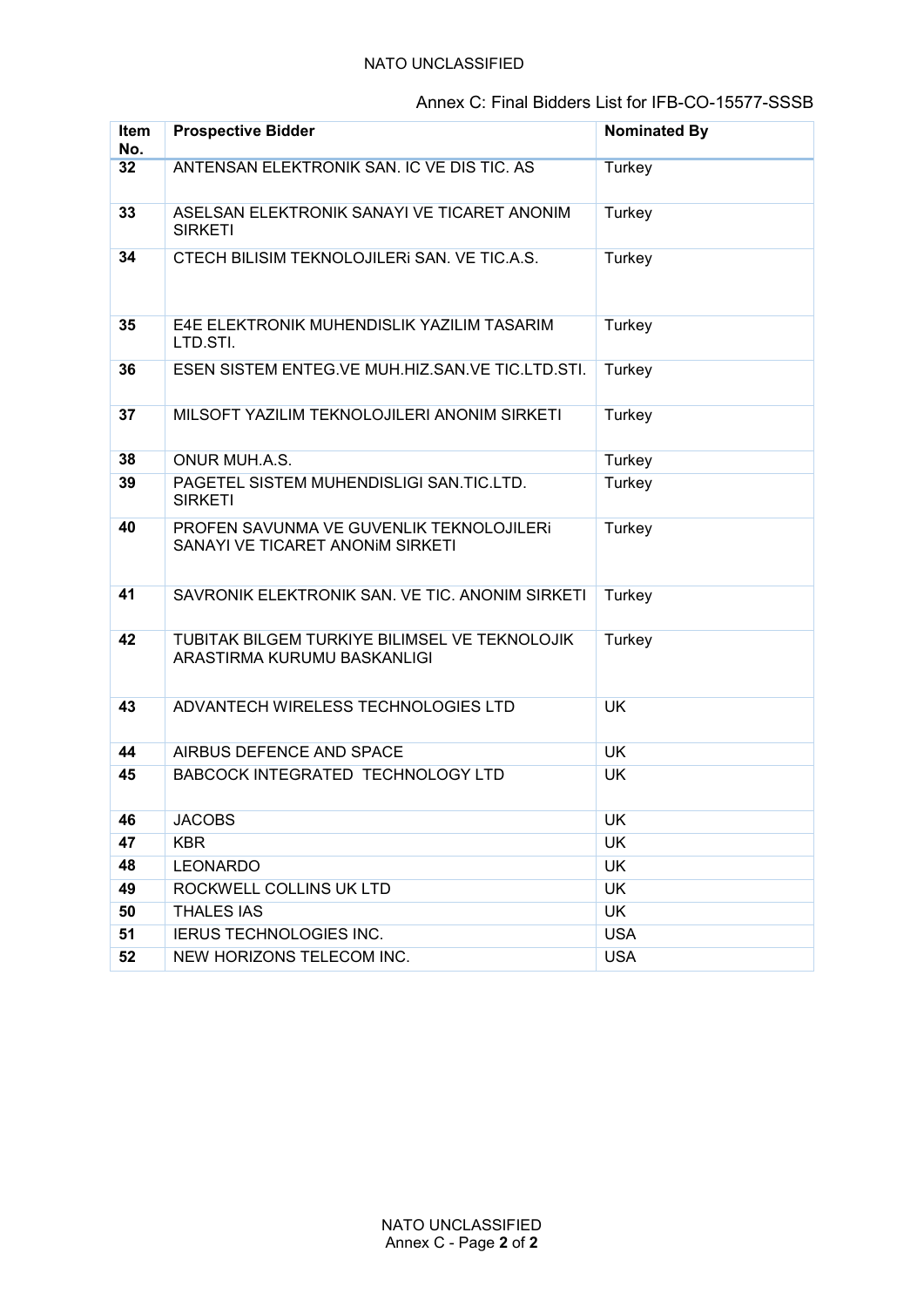Annex C: Final Bidders List for IFB-CO-15577-SSSB

| Item No. | Prospective Bidder | Nominated By |
|---|---|---|
| 32 | ANTENSAN ELEKTRONIK SAN. IC VE DIS TIC. AS | Turkey |
| 33 | ASELSAN ELEKTRONIK SANAYI VE TICARET ANONIM SIRKETI | Turkey |
| 34 | CTECH BILISIM TEKNOLOJILERi SAN. VE TIC.A.S. | Turkey |
| 35 | E4E ELEKTRONIK MUHENDISLIK YAZILIM TASARIM LTD.STI. | Turkey |
| 36 | ESEN SISTEM ENTEG.VE MUH.HIZ.SAN.VE TIC.LTD.STI. | Turkey |
| 37 | MILSOFT YAZILIM TEKNOLOJILERI ANONIM SIRKETI | Turkey |
| 38 | ONUR MUH.A.S. | Turkey |
| 39 | PAGETEL SISTEM MUHENDISLIGI SAN.TIC.LTD. SIRKETI | Turkey |
| 40 | PROFEN SAVUNMA VE GUVENLIK TEKNOLOJILERi SANAYI VE TICARET ANONiM SIRKETI | Turkey |
| 41 | SAVRONIK ELEKTRONIK SAN. VE TIC. ANONIM SIRKETI | Turkey |
| 42 | TUBITAK BILGEM TURKIYE BILIMSEL VE TEKNOLOJIK ARASTIRMA KURUMU BASKANLIGI | Turkey |
| 43 | ADVANTECH WIRELESS TECHNOLOGIES LTD | UK |
| 44 | AIRBUS DEFENCE AND SPACE | UK |
| 45 | BABCOCK INTEGRATED TECHNOLOGY LTD | UK |
| 46 | JACOBS | UK |
| 47 | KBR | UK |
| 48 | LEONARDO | UK |
| 49 | ROCKWELL COLLINS UK LTD | UK |
| 50 | THALES IAS | UK |
| 51 | IERUS TECHNOLOGIES INC. | USA |
| 52 | NEW HORIZONS TELECOM INC. | USA |